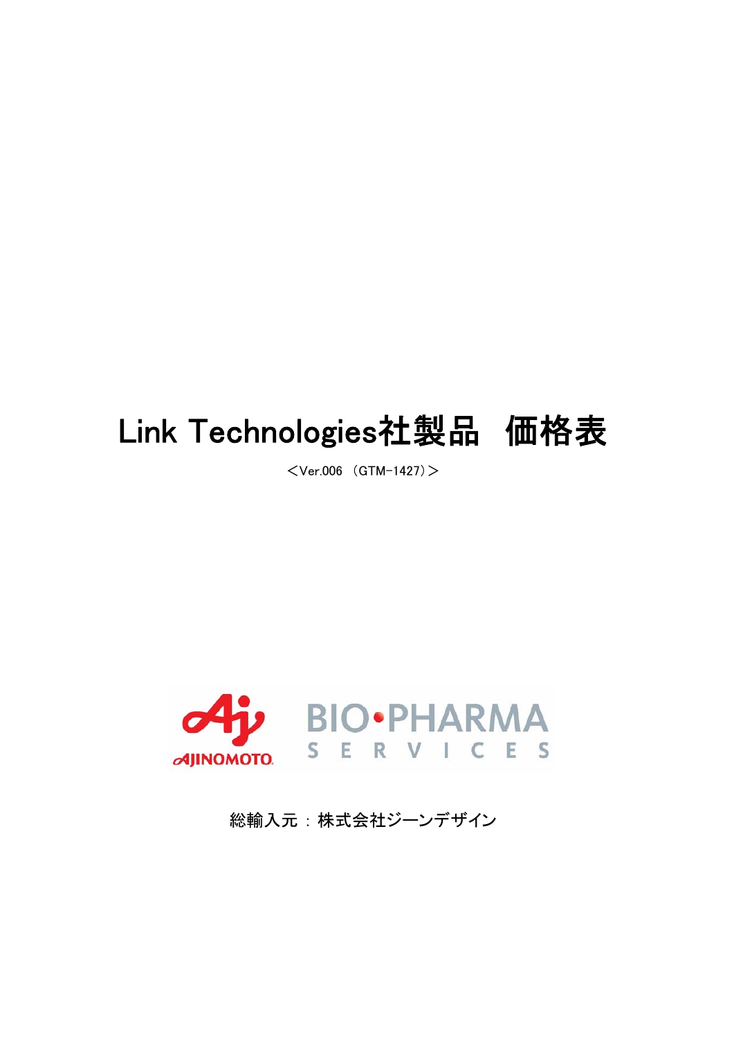# Link Technologies社製品　価格表

＜Ver.006 （GTM-1427）＞

AJINOMOTO BIO•PHARMA SERVICES

総輸入元：株式会社ジーンデザイン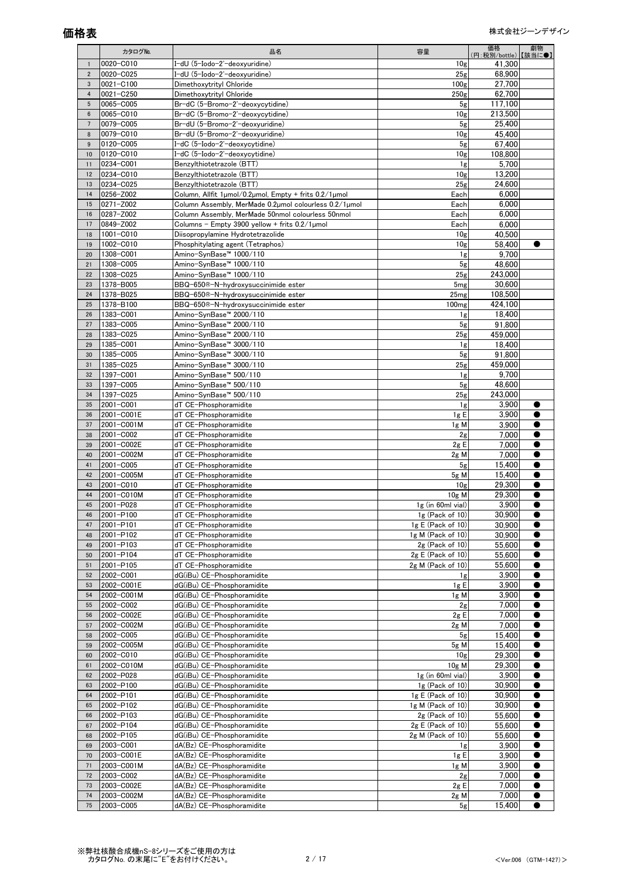# 価格表

株式会社ジーンデザイン

| | カタログNo. | 品名 | 容量 | 価格 (円:税別/bottle) | 劇物 【該当に●】 |
|---|---|---|---|---|---|
| 1 | 0020-C010 | I-dU (5-Iodo-2'-deoxyuridine) | 10g | 41,300 | |
| 2 | 0020-C025 | I-dU (5-Iodo-2'-deoxyuridine) | 25g | 68,900 | |
| 3 | 0021-C100 | Dimethoxytrityl Chloride | 100g | 27,700 | |
| 4 | 0021-C250 | Dimethoxytrityl Chloride | 250g | 62,700 | |
| 5 | 0065-C005 | Br-dC (5-Bromo-2'-deoxycytidine) | 5g | 117,100 | |
| 6 | 0065-C010 | Br-dC (5-Bromo-2'-deoxycytidine) | 10g | 213,500 | |
| 7 | 0079-C005 | Br-dU (5-Bromo-2'-deoxyuridine) | 5g | 25,400 | |
| 8 | 0079-C010 | Br-dU (5-Bromo-2'-deoxyuridine) | 10g | 45,400 | |
| 9 | 0120-C005 | I-dC (5-Iodo-2'-deoxycytidine) | 5g | 67,400 | |
| 10 | 0120-C010 | I-dC (5-Iodo-2'-deoxycytidine) | 10g | 108,800 | |
| 11 | 0234-C001 | Benzylthiotetrazole (BTT) | 1g | 5,700 | |
| 12 | 0234-C010 | Benzylthiotetrazole (BTT) | 10g | 13,200 | |
| 13 | 0234-C025 | Benzylthiotetrazole (BTT) | 25g | 24,600 | |
| 14 | 0256-Z002 | Column, Allfit 1μmol/0.2μmol, Empty + frits 0.2/1μmol | Each | 6,000 | |
| 15 | 0271-Z002 | Column Assembly, MerMade 0.2μmol colourless 0.2/1μmol | Each | 6,000 | |
| 16 | 0287-Z002 | Column Assembly, MerMade 50nmol colourless 50nmol | Each | 6,000 | |
| 17 | 0849-Z002 | Columns - Empty 3900 yellow + frits 0.2/1μmol | Each | 6,000 | |
| 18 | 1001-C010 | Diisopropylamine Hydrotetrazolide | 10g | 40,500 | |
| 19 | 1002-C010 | Phosphitylating agent (Tetraphos) | 10g | 58,400 | ● |
| 20 | 1308-C001 | Amino-SynBase™ 1000/110 | 1g | 9,700 | |
| 21 | 1308-C005 | Amino-SynBase™ 1000/110 | 5g | 48,600 | |
| 22 | 1308-C025 | Amino-SynBase™ 1000/110 | 25g | 243,000 | |
| 23 | 1378-B005 | BBQ-650®-N-hydroxysuccinimide ester | 5mg | 30,600 | |
| 24 | 1378-B025 | BBQ-650®-N-hydroxysuccinimide ester | 25mg | 108,500 | |
| 25 | 1378-B100 | BBQ-650®-N-hydroxysuccinimide ester | 100mg | 424,100 | |
| 26 | 1383-C001 | Amino-SynBase™ 2000/110 | 1g | 18,400 | |
| 27 | 1383-C005 | Amino-SynBase™ 2000/110 | 5g | 91,800 | |
| 28 | 1383-C025 | Amino-SynBase™ 2000/110 | 25g | 459,000 | |
| 29 | 1385-C001 | Amino-SynBase™ 3000/110 | 1g | 18,400 | |
| 30 | 1385-C005 | Amino-SynBase™ 3000/110 | 5g | 91,800 | |
| 31 | 1385-C025 | Amino-SynBase™ 3000/110 | 25g | 459,000 | |
| 32 | 1397-C001 | Amino-SynBase™ 500/110 | 1g | 9,700 | |
| 33 | 1397-C005 | Amino-SynBase™ 500/110 | 5g | 48,600 | |
| 34 | 1397-C025 | Amino-SynBase™ 500/110 | 25g | 243,000 | |
| 35 | 2001-C001 | dT CE-Phosphoramidite | 1g | 3,900 | ● |
| 36 | 2001-C001E | dT CE-Phosphoramidite | 1g E | 3,900 | ● |
| 37 | 2001-C001M | dT CE-Phosphoramidite | 1g M | 3,900 | ● |
| 38 | 2001-C002 | dT CE-Phosphoramidite | 2g | 7,000 | ● |
| 39 | 2001-C002E | dT CE-Phosphoramidite | 2g E | 7,000 | ● |
| 40 | 2001-C002M | dT CE-Phosphoramidite | 2g M | 7,000 | ● |
| 41 | 2001-C005 | dT CE-Phosphoramidite | 5g | 15,400 | ● |
| 42 | 2001-C005M | dT CE-Phosphoramidite | 5g M | 15,400 | ● |
| 43 | 2001-C010 | dT CE-Phosphoramidite | 10g | 29,300 | ● |
| 44 | 2001-C010M | dT CE-Phosphoramidite | 10g M | 29,300 | ● |
| 45 | 2001-P028 | dT CE-Phosphoramidite | 1g (in 60ml vial) | 3,900 | ● |
| 46 | 2001-P100 | dT CE-Phosphoramidite | 1g (Pack of 10) | 30,900 | ● |
| 47 | 2001-P101 | dT CE-Phosphoramidite | 1g E (Pack of 10) | 30,900 | ● |
| 48 | 2001-P102 | dT CE-Phosphoramidite | 1g M (Pack of 10) | 30,900 | ● |
| 49 | 2001-P103 | dT CE-Phosphoramidite | 2g (Pack of 10) | 55,600 | ● |
| 50 | 2001-P104 | dT CE-Phosphoramidite | 2g E (Pack of 10) | 55,600 | ● |
| 51 | 2001-P105 | dT CE-Phosphoramidite | 2g M (Pack of 10) | 55,600 | ● |
| 52 | 2002-C001 | dG(iBu) CE-Phosphoramidite | 1g | 3,900 | ● |
| 53 | 2002-C001E | dG(iBu) CE-Phosphoramidite | 1g E | 3,900 | ● |
| 54 | 2002-C001M | dG(iBu) CE-Phosphoramidite | 1g M | 3,900 | ● |
| 55 | 2002-C002 | dG(iBu) CE-Phosphoramidite | 2g | 7,000 | ● |
| 56 | 2002-C002E | dG(iBu) CE-Phosphoramidite | 2g E | 7,000 | ● |
| 57 | 2002-C002M | dG(iBu) CE-Phosphoramidite | 2g M | 7,000 | ● |
| 58 | 2002-C005 | dG(iBu) CE-Phosphoramidite | 5g | 15,400 | ● |
| 59 | 2002-C005M | dG(iBu) CE-Phosphoramidite | 5g M | 15,400 | ● |
| 60 | 2002-C010 | dG(iBu) CE-Phosphoramidite | 10g | 29,300 | ● |
| 61 | 2002-C010M | dG(iBu) CE-Phosphoramidite | 10g M | 29,300 | ● |
| 62 | 2002-P028 | dG(iBu) CE-Phosphoramidite | 1g (in 60ml vial) | 3,900 | ● |
| 63 | 2002-P100 | dG(iBu) CE-Phosphoramidite | 1g (Pack of 10) | 30,900 | ● |
| 64 | 2002-P101 | dG(iBu) CE-Phosphoramidite | 1g E (Pack of 10) | 30,900 | ● |
| 65 | 2002-P102 | dG(iBu) CE-Phosphoramidite | 1g M (Pack of 10) | 30,900 | ● |
| 66 | 2002-P103 | dG(iBu) CE-Phosphoramidite | 2g (Pack of 10) | 55,600 | ● |
| 67 | 2002-P104 | dG(iBu) CE-Phosphoramidite | 2g E (Pack of 10) | 55,600 | ● |
| 68 | 2002-P105 | dG(iBu) CE-Phosphoramidite | 2g M (Pack of 10) | 55,600 | ● |
| 69 | 2003-C001 | dA(Bz) CE-Phosphoramidite | 1g | 3,900 | ● |
| 70 | 2003-C001E | dA(Bz) CE-Phosphoramidite | 1g E | 3,900 | ● |
| 71 | 2003-C001M | dA(Bz) CE-Phosphoramidite | 1g M | 3,900 | ● |
| 72 | 2003-C002 | dA(Bz) CE-Phosphoramidite | 2g | 7,000 | ● |
| 73 | 2003-C002E | dA(Bz) CE-Phosphoramidite | 2g E | 7,000 | ● |
| 74 | 2003-C002M | dA(Bz) CE-Phosphoramidite | 2g M | 7,000 | ● |
| 75 | 2003-C005 | dA(Bz) CE-Phosphoramidite | 5g | 15,400 | ● |

※弊社核酸合成機nS-8シリーズをご使用の方は
カタログNo. の末尾に"E"をお付けください。

<Ver.006 (GTM-1427)>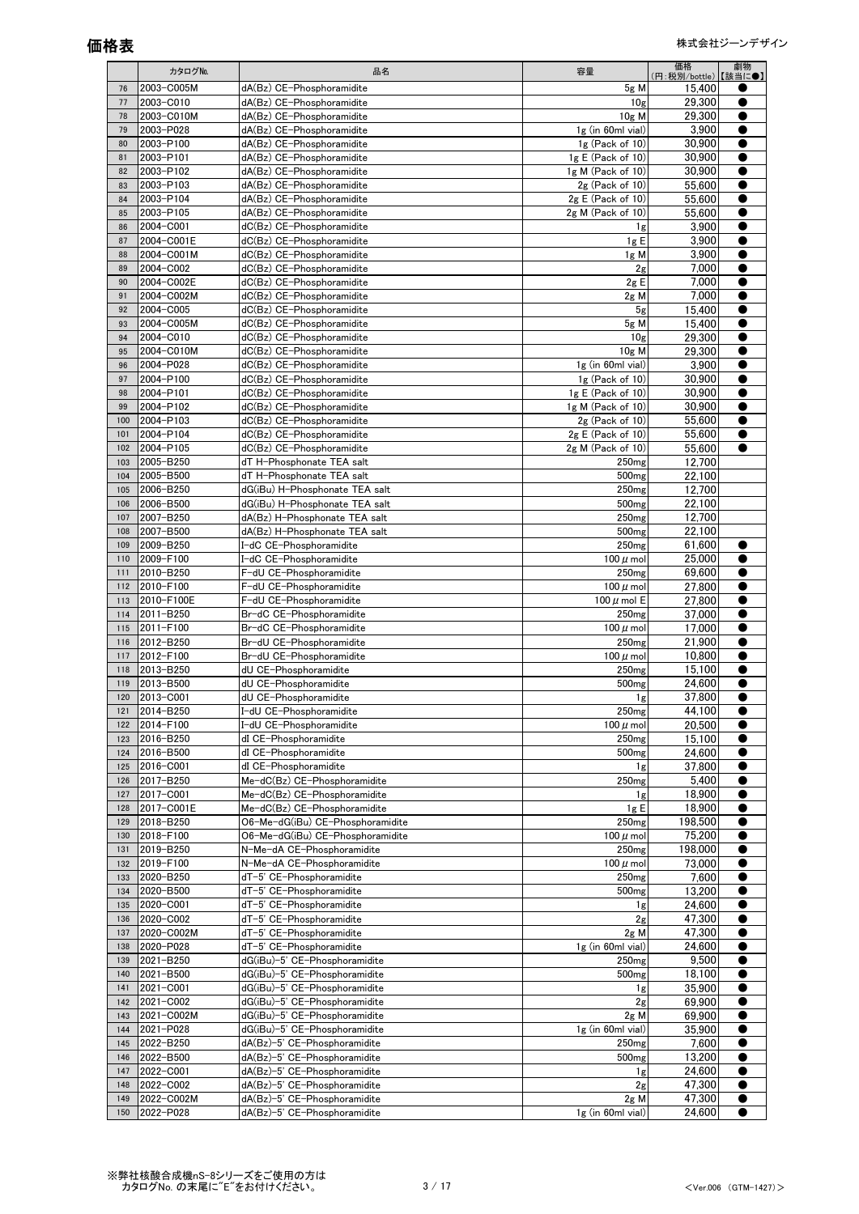# 価格表

株式会社ジーンデザイン

| | カタログNo. | 品名 | 容量 | 価格 (円:税別/bottle) | 劇物 【該当に●】 |
|---|---|---|---|---|---|
| 76 | 2003-C005M | dA(Bz) CE-Phosphoramidite | 5g M | 15,400 | ● |
| 77 | 2003-C010 | dA(Bz) CE-Phosphoramidite | 10g | 29,300 | ● |
| 78 | 2003-C010M | dA(Bz) CE-Phosphoramidite | 10g M | 29,300 | ● |
| 79 | 2003-P028 | dA(Bz) CE-Phosphoramidite | 1g (in 60ml vial) | 3,900 | ● |
| 80 | 2003-P100 | dA(Bz) CE-Phosphoramidite | 1g (Pack of 10) | 30,900 | ● |
| 81 | 2003-P101 | dA(Bz) CE-Phosphoramidite | 1g E (Pack of 10) | 30,900 | ● |
| 82 | 2003-P102 | dA(Bz) CE-Phosphoramidite | 1g M (Pack of 10) | 30,900 | ● |
| 83 | 2003-P103 | dA(Bz) CE-Phosphoramidite | 2g (Pack of 10) | 55,600 | ● |
| 84 | 2003-P104 | dA(Bz) CE-Phosphoramidite | 2g E (Pack of 10) | 55,600 | ● |
| 85 | 2003-P105 | dA(Bz) CE-Phosphoramidite | 2g M (Pack of 10) | 55,600 | ● |
| 86 | 2004-C001 | dC(Bz) CE-Phosphoramidite | 1g | 3,900 | ● |
| 87 | 2004-C001E | dC(Bz) CE-Phosphoramidite | 1g E | 3,900 | ● |
| 88 | 2004-C001M | dC(Bz) CE-Phosphoramidite | 1g M | 3,900 | ● |
| 89 | 2004-C002 | dC(Bz) CE-Phosphoramidite | 2g | 7,000 | ● |
| 90 | 2004-C002E | dC(Bz) CE-Phosphoramidite | 2g E | 7,000 | ● |
| 91 | 2004-C002M | dC(Bz) CE-Phosphoramidite | 2g M | 7,000 | ● |
| 92 | 2004-C005 | dC(Bz) CE-Phosphoramidite | 5g | 15,400 | ● |
| 93 | 2004-C005M | dC(Bz) CE-Phosphoramidite | 5g M | 15,400 | ● |
| 94 | 2004-C010 | dC(Bz) CE-Phosphoramidite | 10g | 29,300 | ● |
| 95 | 2004-C010M | dC(Bz) CE-Phosphoramidite | 10g M | 29,300 | ● |
| 96 | 2004-P028 | dC(Bz) CE-Phosphoramidite | 1g (in 60ml vial) | 3,900 | ● |
| 97 | 2004-P100 | dC(Bz) CE-Phosphoramidite | 1g (Pack of 10) | 30,900 | ● |
| 98 | 2004-P101 | dC(Bz) CE-Phosphoramidite | 1g E (Pack of 10) | 30,900 | ● |
| 99 | 2004-P102 | dC(Bz) CE-Phosphoramidite | 1g M (Pack of 10) | 30,900 | ● |
| 100 | 2004-P103 | dC(Bz) CE-Phosphoramidite | 2g (Pack of 10) | 55,600 | ● |
| 101 | 2004-P104 | dC(Bz) CE-Phosphoramidite | 2g E (Pack of 10) | 55,600 | ● |
| 102 | 2004-P105 | dC(Bz) CE-Phosphoramidite | 2g M (Pack of 10) | 55,600 | ● |
| 103 | 2005-B250 | dT H-Phosphonate TEA salt | 250mg | 12,700 | |
| 104 | 2005-B500 | dT H-Phosphonate TEA salt | 500mg | 22,100 | |
| 105 | 2006-B250 | dG(iBu) H-Phosphonate TEA salt | 250mg | 12,700 | |
| 106 | 2006-B500 | dG(iBu) H-Phosphonate TEA salt | 500mg | 22,100 | |
| 107 | 2007-B250 | dA(Bz) H-Phosphonate TEA salt | 250mg | 12,700 | |
| 108 | 2007-B500 | dA(Bz) H-Phosphonate TEA salt | 500mg | 22,100 | |
| 109 | 2009-B250 | I-dC CE-Phosphoramidite | 250mg | 61,600 | ● |
| 110 | 2009-F100 | I-dC CE-Phosphoramidite | 100 μ mol | 25,000 | ● |
| 111 | 2010-B250 | F-dU CE-Phosphoramidite | 250mg | 69,600 | ● |
| 112 | 2010-F100 | F-dU CE-Phosphoramidite | 100 μ mol | 27,800 | ● |
| 113 | 2010-F100E | F-dU CE-Phosphoramidite | 100 μ mol E | 27,800 | ● |
| 114 | 2011-B250 | Br-dC CE-Phosphoramidite | 250mg | 37,000 | ● |
| 115 | 2011-F100 | Br-dC CE-Phosphoramidite | 100 μ mol | 17,000 | ● |
| 116 | 2012-B250 | Br-dU CE-Phosphoramidite | 250mg | 21,900 | ● |
| 117 | 2012-F100 | Br-dU CE-Phosphoramidite | 100 μ mol | 10,800 | ● |
| 118 | 2013-B250 | dU CE-Phosphoramidite | 250mg | 15,100 | ● |
| 119 | 2013-B500 | dU CE-Phosphoramidite | 500mg | 24,600 | ● |
| 120 | 2013-C001 | dU CE-Phosphoramidite | 1g | 37,800 | ● |
| 121 | 2014-B250 | I-dU CE-Phosphoramidite | 250mg | 44,100 | ● |
| 122 | 2014-F100 | I-dU CE-Phosphoramidite | 100 μ mol | 20,500 | ● |
| 123 | 2016-B250 | dI CE-Phosphoramidite | 250mg | 15,100 | ● |
| 124 | 2016-B500 | dI CE-Phosphoramidite | 500mg | 24,600 | ● |
| 125 | 2016-C001 | dI CE-Phosphoramidite | 1g | 37,800 | ● |
| 126 | 2017-B250 | Me-dC(Bz) CE-Phosphoramidite | 250mg | 5,400 | ● |
| 127 | 2017-C001 | Me-dC(Bz) CE-Phosphoramidite | 1g | 18,900 | ● |
| 128 | 2017-C001E | Me-dC(Bz) CE-Phosphoramidite | 1g E | 18,900 | ● |
| 129 | 2018-B250 | O6-Me-dG(iBu) CE-Phosphoramidite | 250mg | 198,500 | ● |
| 130 | 2018-F100 | O6-Me-dG(iBu) CE-Phosphoramidite | 100 μ mol | 75,200 | ● |
| 131 | 2019-B250 | N-Me-dA CE-Phosphoramidite | 250mg | 198,000 | ● |
| 132 | 2019-F100 | N-Me-dA CE-Phosphoramidite | 100 μ mol | 73,000 | ● |
| 133 | 2020-B250 | dT-5' CE-Phosphoramidite | 250mg | 7,600 | ● |
| 134 | 2020-B500 | dT-5' CE-Phosphoramidite | 500mg | 13,200 | ● |
| 135 | 2020-C001 | dT-5' CE-Phosphoramidite | 1g | 24,600 | ● |
| 136 | 2020-C002 | dT-5' CE-Phosphoramidite | 2g | 47,300 | ● |
| 137 | 2020-C002M | dT-5' CE-Phosphoramidite | 2g M | 47,300 | ● |
| 138 | 2020-P028 | dT-5' CE-Phosphoramidite | 1g (in 60ml vial) | 24,600 | ● |
| 139 | 2021-B250 | dG(iBu)-5' CE-Phosphoramidite | 250mg | 9,500 | ● |
| 140 | 2021-B500 | dG(iBu)-5' CE-Phosphoramidite | 500mg | 18,100 | ● |
| 141 | 2021-C001 | dG(iBu)-5' CE-Phosphoramidite | 1g | 35,900 | ● |
| 142 | 2021-C002 | dG(iBu)-5' CE-Phosphoramidite | 2g | 69,900 | ● |
| 143 | 2021-C002M | dG(iBu)-5' CE-Phosphoramidite | 2g M | 69,900 | ● |
| 144 | 2021-P028 | dG(iBu)-5' CE-Phosphoramidite | 1g (in 60ml vial) | 35,900 | ● |
| 145 | 2022-B250 | dA(Bz)-5' CE-Phosphoramidite | 250mg | 7,600 | ● |
| 146 | 2022-B500 | dA(Bz)-5' CE-Phosphoramidite | 500mg | 13,200 | ● |
| 147 | 2022-C001 | dA(Bz)-5' CE-Phosphoramidite | 1g | 24,600 | ● |
| 148 | 2022-C002 | dA(Bz)-5' CE-Phosphoramidite | 2g | 47,300 | ● |
| 149 | 2022-C002M | dA(Bz)-5' CE-Phosphoramidite | 2g M | 47,300 | ● |
| 150 | 2022-P028 | dA(Bz)-5' CE-Phosphoramidite | 1g (in 60ml vial) | 24,600 | ● |

※弊社核酸合成機nS-8シリーズをご使用の方は
カタログNo. の末尾に"E"をお付けください。

<Ver.006 (GTM-1427)>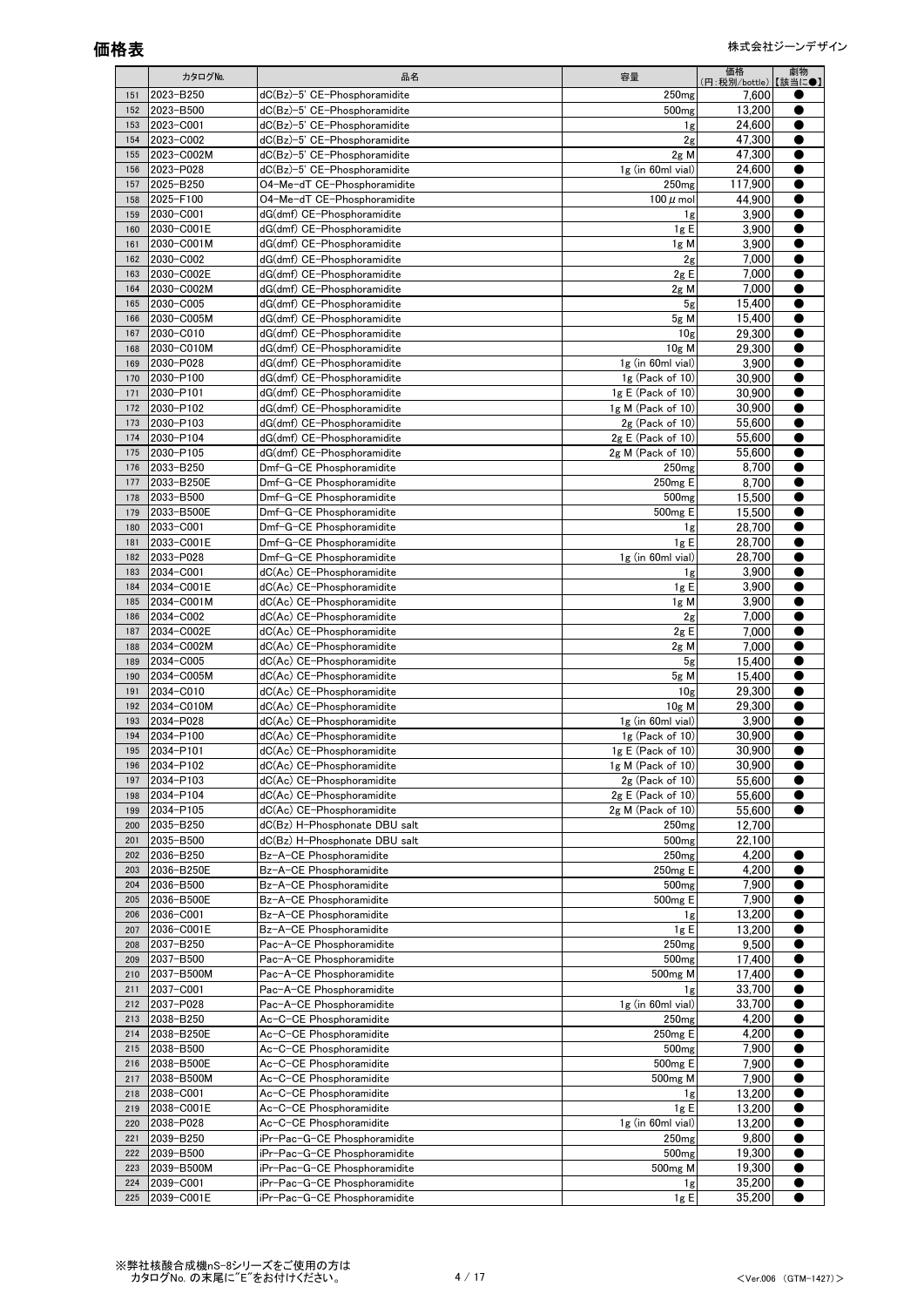# 価格表

株式会社ジーンデザイン

| | カタログNo. | 品名 | 容量 | 価格 (円:税別/bottle) | 劇物 【該当に●】 |
|---|---|---|---|---|---|
| 151 | 2023-B250 | dC(Bz)-5' CE-Phosphoramidite | 250mg | 7,600 | ● |
| 152 | 2023-B500 | dC(Bz)-5' CE-Phosphoramidite | 500mg | 13,200 | ● |
| 153 | 2023-C001 | dC(Bz)-5' CE-Phosphoramidite | 1g | 24,600 | ● |
| 154 | 2023-C002 | dC(Bz)-5' CE-Phosphoramidite | 2g | 47,300 | ● |
| 155 | 2023-C002M | dC(Bz)-5' CE-Phosphoramidite | 2g M | 47,300 | ● |
| 156 | 2023-P028 | dC(Bz)-5' CE-Phosphoramidite | 1g (in 60ml vial) | 24,600 | ● |
| 157 | 2025-B250 | O4-Me-dT CE-Phosphoramidite | 250mg | 117,900 | ● |
| 158 | 2025-F100 | O4-Me-dT CE-Phosphoramidite | 100 $\mu$ mol | 44,900 | ● |
| 159 | 2030-C001 | dG(dmf) CE-Phosphoramidite | 1g | 3,900 | ● |
| 160 | 2030-C001E | dG(dmf) CE-Phosphoramidite | 1g E | 3,900 | ● |
| 161 | 2030-C001M | dG(dmf) CE-Phosphoramidite | 1g M | 3,900 | ● |
| 162 | 2030-C002 | dG(dmf) CE-Phosphoramidite | 2g | 7,000 | ● |
| 163 | 2030-C002E | dG(dmf) CE-Phosphoramidite | 2g E | 7,000 | ● |
| 164 | 2030-C002M | dG(dmf) CE-Phosphoramidite | 2g M | 7,000 | ● |
| 165 | 2030-C005 | dG(dmf) CE-Phosphoramidite | 5g | 15,400 | ● |
| 166 | 2030-C005M | dG(dmf) CE-Phosphoramidite | 5g M | 15,400 | ● |
| 167 | 2030-C010 | dG(dmf) CE-Phosphoramidite | 10g | 29,300 | ● |
| 168 | 2030-C010M | dG(dmf) CE-Phosphoramidite | 10g M | 29,300 | ● |
| 169 | 2030-P028 | dG(dmf) CE-Phosphoramidite | 1g (in 60ml vial) | 3,900 | ● |
| 170 | 2030-P100 | dG(dmf) CE-Phosphoramidite | 1g (Pack of 10) | 30,900 | ● |
| 171 | 2030-P101 | dG(dmf) CE-Phosphoramidite | 1g E (Pack of 10) | 30,900 | ● |
| 172 | 2030-P102 | dG(dmf) CE-Phosphoramidite | 1g M (Pack of 10) | 30,900 | ● |
| 173 | 2030-P103 | dG(dmf) CE-Phosphoramidite | 2g (Pack of 10) | 55,600 | ● |
| 174 | 2030-P104 | dG(dmf) CE-Phosphoramidite | 2g E (Pack of 10) | 55,600 | ● |
| 175 | 2030-P105 | dG(dmf) CE-Phosphoramidite | 2g M (Pack of 10) | 55,600 | ● |
| 176 | 2033-B250 | Dmf-G-CE Phosphoramidite | 250mg | 8,700 | ● |
| 177 | 2033-B250E | Dmf-G-CE Phosphoramidite | 250mg E | 8,700 | ● |
| 178 | 2033-B500 | Dmf-G-CE Phosphoramidite | 500mg | 15,500 | ● |
| 179 | 2033-B500E | Dmf-G-CE Phosphoramidite | 500mg E | 15,500 | ● |
| 180 | 2033-C001 | Dmf-G-CE Phosphoramidite | 1g | 28,700 | ● |
| 181 | 2033-C001E | Dmf-G-CE Phosphoramidite | 1g E | 28,700 | ● |
| 182 | 2033-P028 | Dmf-G-CE Phosphoramidite | 1g (in 60ml vial) | 28,700 | ● |
| 183 | 2034-C001 | dC(Ac) CE-Phosphoramidite | 1g | 3,900 | ● |
| 184 | 2034-C001E | dC(Ac) CE-Phosphoramidite | 1g E | 3,900 | ● |
| 185 | 2034-C001M | dC(Ac) CE-Phosphoramidite | 1g M | 3,900 | ● |
| 186 | 2034-C002 | dC(Ac) CE-Phosphoramidite | 2g | 7,000 | ● |
| 187 | 2034-C002E | dC(Ac) CE-Phosphoramidite | 2g E | 7,000 | ● |
| 188 | 2034-C002M | dC(Ac) CE-Phosphoramidite | 2g M | 7,000 | ● |
| 189 | 2034-C005 | dC(Ac) CE-Phosphoramidite | 5g | 15,400 | ● |
| 190 | 2034-C005M | dC(Ac) CE-Phosphoramidite | 5g M | 15,400 | ● |
| 191 | 2034-C010 | dC(Ac) CE-Phosphoramidite | 10g | 29,300 | ● |
| 192 | 2034-C010M | dC(Ac) CE-Phosphoramidite | 10g M | 29,300 | ● |
| 193 | 2034-P028 | dC(Ac) CE-Phosphoramidite | 1g (in 60ml vial) | 3,900 | ● |
| 194 | 2034-P100 | dC(Ac) CE-Phosphoramidite | 1g (Pack of 10) | 30,900 | ● |
| 195 | 2034-P101 | dC(Ac) CE-Phosphoramidite | 1g E (Pack of 10) | 30,900 | ● |
| 196 | 2034-P102 | dC(Ac) CE-Phosphoramidite | 1g M (Pack of 10) | 30,900 | ● |
| 197 | 2034-P103 | dC(Ac) CE-Phosphoramidite | 2g (Pack of 10) | 55,600 | ● |
| 198 | 2034-P104 | dC(Ac) CE-Phosphoramidite | 2g E (Pack of 10) | 55,600 | ● |
| 199 | 2034-P105 | dC(Ac) CE-Phosphoramidite | 2g M (Pack of 10) | 55,600 | ● |
| 200 | 2035-B250 | dC(Bz) H-Phosphonate DBU salt | 250mg | 12,700 | |
| 201 | 2035-B500 | dC(Bz) H-Phosphonate DBU salt | 500mg | 22,100 | |
| 202 | 2036-B250 | Bz-A-CE Phosphoramidite | 250mg | 4,200 | ● |
| 203 | 2036-B250E | Bz-A-CE Phosphoramidite | 250mg E | 4,200 | ● |
| 204 | 2036-B500 | Bz-A-CE Phosphoramidite | 500mg | 7,900 | ● |
| 205 | 2036-B500E | Bz-A-CE Phosphoramidite | 500mg E | 7,900 | ● |
| 206 | 2036-C001 | Bz-A-CE Phosphoramidite | 1g | 13,200 | ● |
| 207 | 2036-C001E | Bz-A-CE Phosphoramidite | 1g E | 13,200 | ● |
| 208 | 2037-B250 | Pac-A-CE Phosphoramidite | 250mg | 9,500 | ● |
| 209 | 2037-B500 | Pac-A-CE Phosphoramidite | 500mg | 17,400 | ● |
| 210 | 2037-B500M | Pac-A-CE Phosphoramidite | 500mg M | 17,400 | ● |
| 211 | 2037-C001 | Pac-A-CE Phosphoramidite | 1g | 33,700 | ● |
| 212 | 2037-P028 | Pac-A-CE Phosphoramidite | 1g (in 60ml vial) | 33,700 | ● |
| 213 | 2038-B250 | Ac-C-CE Phosphoramidite | 250mg | 4,200 | ● |
| 214 | 2038-B250E | Ac-C-CE Phosphoramidite | 250mg E | 4,200 | ● |
| 215 | 2038-B500 | Ac-C-CE Phosphoramidite | 500mg | 7,900 | ● |
| 216 | 2038-B500E | Ac-C-CE Phosphoramidite | 500mg E | 7,900 | ● |
| 217 | 2038-B500M | Ac-C-CE Phosphoramidite | 500mg M | 7,900 | ● |
| 218 | 2038-C001 | Ac-C-CE Phosphoramidite | 1g | 13,200 | ● |
| 219 | 2038-C001E | Ac-C-CE Phosphoramidite | 1g E | 13,200 | ● |
| 220 | 2038-P028 | Ac-C-CE Phosphoramidite | 1g (in 60ml vial) | 13,200 | ● |
| 221 | 2039-B250 | iPr-Pac-G-CE Phosphoramidite | 250mg | 9,800 | ● |
| 222 | 2039-B500 | iPr-Pac-G-CE Phosphoramidite | 500mg | 19,300 | ● |
| 223 | 2039-B500M | iPr-Pac-G-CE Phosphoramidite | 500mg M | 19,300 | ● |
| 224 | 2039-C001 | iPr-Pac-G-CE Phosphoramidite | 1g | 35,200 | ● |
| 225 | 2039-C001E | iPr-Pac-G-CE Phosphoramidite | 1g E | 35,200 | ● |

※弊社核酸合成機nS-8シリーズをご使用の方は
カタログNo. の末尾に"E"をお付けください。

<Ver.006 (GTM-1427)>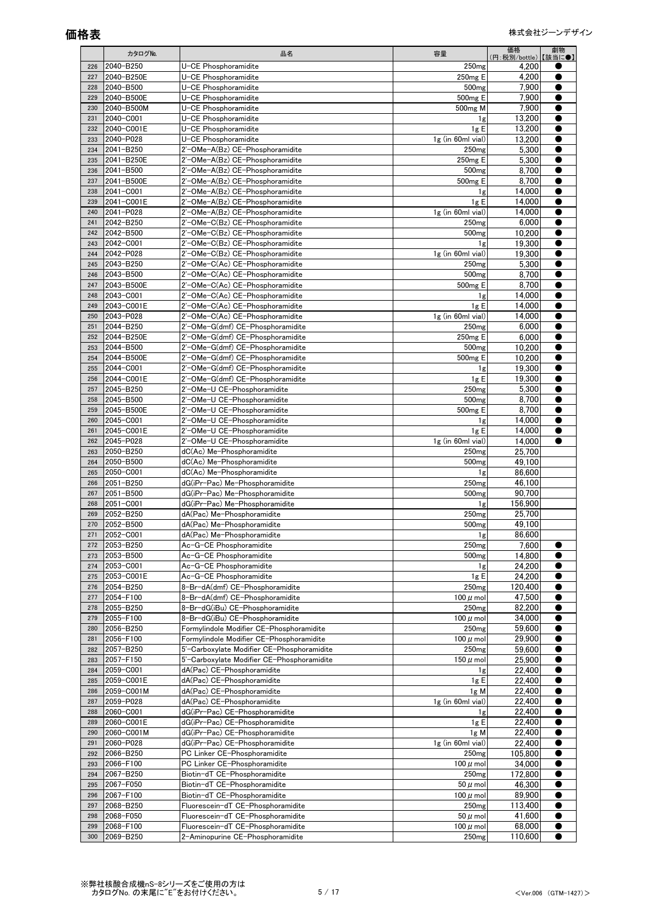# 価格表

株式会社ジーンデザイン

| | カタログNo. | 品名 | 容量 | 価格 (円:税別/bottle) | 劇物 【該当に●】 |
|---|---|---|---|---|---|
| 226 | 2040-B250 | U-CE Phosphoramidite | 250mg | 4,200 | ● |
| 227 | 2040-B250E | U-CE Phosphoramidite | 250mg E | 4,200 | ● |
| 228 | 2040-B500 | U-CE Phosphoramidite | 500mg | 7,900 | ● |
| 229 | 2040-B500E | U-CE Phosphoramidite | 500mg E | 7,900 | ● |
| 230 | 2040-B500M | U-CE Phosphoramidite | 500mg M | 7,900 | ● |
| 231 | 2040-C001 | U-CE Phosphoramidite | 1g | 13,200 | ● |
| 232 | 2040-C001E | U-CE Phosphoramidite | 1g E | 13,200 | ● |
| 233 | 2040-P028 | U-CE Phosphoramidite | 1g (in 60ml vial) | 13,200 | ● |
| 234 | 2041-B250 | 2'-OMe-A(Bz) CE-Phosphoramidite | 250mg | 5,300 | ● |
| 235 | 2041-B250E | 2'-OMe-A(Bz) CE-Phosphoramidite | 250mg E | 5,300 | ● |
| 236 | 2041-B500 | 2'-OMe-A(Bz) CE-Phosphoramidite | 500mg | 8,700 | ● |
| 237 | 2041-B500E | 2'-OMe-A(Bz) CE-Phosphoramidite | 500mg E | 8,700 | ● |
| 238 | 2041-C001 | 2'-OMe-A(Bz) CE-Phosphoramidite | 1g | 14,000 | ● |
| 239 | 2041-C001E | 2'-OMe-A(Bz) CE-Phosphoramidite | 1g E | 14,000 | ● |
| 240 | 2041-P028 | 2'-OMe-A(Bz) CE-Phosphoramidite | 1g (in 60ml vial) | 14,000 | ● |
| 241 | 2042-B250 | 2'-OMe-C(Bz) CE-Phosphoramidite | 250mg | 6,000 | ● |
| 242 | 2042-B500 | 2'-OMe-C(Bz) CE-Phosphoramidite | 500mg | 10,200 | ● |
| 243 | 2042-C001 | 2'-OMe-C(Bz) CE-Phosphoramidite | 1g | 19,300 | ● |
| 244 | 2042-P028 | 2'-OMe-C(Bz) CE-Phosphoramidite | 1g (in 60ml vial) | 19,300 | ● |
| 245 | 2043-B250 | 2'-OMe-C(Ac) CE-Phosphoramidite | 250mg | 5,300 | ● |
| 246 | 2043-B500 | 2'-OMe-C(Ac) CE-Phosphoramidite | 500mg | 8,700 | ● |
| 247 | 2043-B500E | 2'-OMe-C(Ac) CE-Phosphoramidite | 500mg E | 8,700 | ● |
| 248 | 2043-C001 | 2'-OMe-C(Ac) CE-Phosphoramidite | 1g | 14,000 | ● |
| 249 | 2043-C001E | 2'-OMe-C(Ac) CE-Phosphoramidite | 1g E | 14,000 | ● |
| 250 | 2043-P028 | 2'-OMe-C(Ac) CE-Phosphoramidite | 1g (in 60ml vial) | 14,000 | ● |
| 251 | 2044-B250 | 2'-OMe-G(dmf) CE-Phosphoramidite | 250mg | 6,000 | ● |
| 252 | 2044-B250E | 2'-OMe-G(dmf) CE-Phosphoramidite | 250mg E | 6,000 | ● |
| 253 | 2044-B500 | 2'-OMe-G(dmf) CE-Phosphoramidite | 500mg | 10,200 | ● |
| 254 | 2044-B500E | 2'-OMe-G(dmf) CE-Phosphoramidite | 500mg E | 10,200 | ● |
| 255 | 2044-C001 | 2'-OMe-G(dmf) CE-Phosphoramidite | 1g | 19,300 | ● |
| 256 | 2044-C001E | 2'-OMe-G(dmf) CE-Phosphoramidite | 1g E | 19,300 | ● |
| 257 | 2045-B250 | 2'-OMe-U CE-Phosphoramidite | 250mg | 5,300 | ● |
| 258 | 2045-B500 | 2'-OMe-U CE-Phosphoramidite | 500mg | 8,700 | ● |
| 259 | 2045-B500E | 2'-OMe-U CE-Phosphoramidite | 500mg E | 8,700 | ● |
| 260 | 2045-C001 | 2'-OMe-U CE-Phosphoramidite | 1g | 14,000 | ● |
| 261 | 2045-C001E | 2'-OMe-U CE-Phosphoramidite | 1g E | 14,000 | ● |
| 262 | 2045-P028 | 2'-OMe-U CE-Phosphoramidite | 1g (in 60ml vial) | 14,000 | ● |
| 263 | 2050-B250 | dC(Ac) Me-Phosphoramidite | 250mg | 25,700 | |
| 264 | 2050-B500 | dC(Ac) Me-Phosphoramidite | 500mg | 49,100 | |
| 265 | 2050-C001 | dC(Ac) Me-Phosphoramidite | 1g | 86,600 | |
| 266 | 2051-B250 | dG(iPr-Pac) Me-Phosphoramidite | 250mg | 46,100 | |
| 267 | 2051-B500 | dG(iPr-Pac) Me-Phosphoramidite | 500mg | 90,700 | |
| 268 | 2051-C001 | dG(iPr-Pac) Me-Phosphoramidite | 1g | 156,900 | |
| 269 | 2052-B250 | dA(Pac) Me-Phosphoramidite | 250mg | 25,700 | |
| 270 | 2052-B500 | dA(Pac) Me-Phosphoramidite | 500mg | 49,100 | |
| 271 | 2052-C001 | dA(Pac) Me-Phosphoramidite | 1g | 86,600 | |
| 272 | 2053-B250 | Ac-G-CE Phosphoramidite | 250mg | 7,600 | ● |
| 273 | 2053-B500 | Ac-G-CE Phosphoramidite | 500mg | 14,800 | ● |
| 274 | 2053-C001 | Ac-G-CE Phosphoramidite | 1g | 24,200 | ● |
| 275 | 2053-C001E | Ac-G-CE Phosphoramidite | 1g E | 24,200 | ● |
| 276 | 2054-B250 | 8-Br-dA(dmf) CE-Phosphoramidite | 250mg | 120,400 | ● |
| 277 | 2054-F100 | 8-Br-dA(dmf) CE-Phosphoramidite | 100 μ mol | 47,500 | ● |
| 278 | 2055-B250 | 8-Br-dG(iBu) CE-Phosphoramidite | 250mg | 82,200 | ● |
| 279 | 2055-F100 | 8-Br-dG(iBu) CE-Phosphoramidite | 100 μ mol | 34,000 | ● |
| 280 | 2056-B250 | Formylindole Modifier CE-Phosphoramidite | 250mg | 59,600 | ● |
| 281 | 2056-F100 | Formylindole Modifier CE-Phosphoramidite | 100 μ mol | 29,900 | ● |
| 282 | 2057-B250 | 5'-Carboxylate Modifier CE-Phosphoramidite | 250mg | 59,600 | ● |
| 283 | 2057-F150 | 5'-Carboxylate Modifier CE-Phosphoramidite | 150 μ mol | 25,900 | ● |
| 284 | 2059-C001 | dA(Pac) CE-Phosphoramidite | 1g | 22,400 | ● |
| 285 | 2059-C001E | dA(Pac) CE-Phosphoramidite | 1g E | 22,400 | ● |
| 286 | 2059-C001M | dA(Pac) CE-Phosphoramidite | 1g M | 22,400 | ● |
| 287 | 2059-P028 | dA(Pac) CE-Phosphoramidite | 1g (in 60ml vial) | 22,400 | ● |
| 288 | 2060-C001 | dG(iPr-Pac) CE-Phosphoramidite | 1g | 22,400 | ● |
| 289 | 2060-C001E | dG(iPr-Pac) CE-Phosphoramidite | 1g E | 22,400 | ● |
| 290 | 2060-C001M | dG(iPr-Pac) CE-Phosphoramidite | 1g M | 22,400 | ● |
| 291 | 2060-P028 | dG(iPr-Pac) CE-Phosphoramidite | 1g (in 60ml vial) | 22,400 | ● |
| 292 | 2066-B250 | PC Linker CE-Phosphoramidite | 250mg | 105,800 | ● |
| 293 | 2066-F100 | PC Linker CE-Phosphoramidite | 100 μ mol | 34,000 | ● |
| 294 | 2067-B250 | Biotin-dT CE-Phosphoramidite | 250mg | 172,800 | ● |
| 295 | 2067-F050 | Biotin-dT CE-Phosphoramidite | 50 μ mol | 46,300 | ● |
| 296 | 2067-F100 | Biotin-dT CE-Phosphoramidite | 100 μ mol | 89,900 | ● |
| 297 | 2068-B250 | Fluorescein-dT CE-Phosphoramidite | 250mg | 113,400 | ● |
| 298 | 2068-F050 | Fluorescein-dT CE-Phosphoramidite | 50 μ mol | 41,600 | ● |
| 299 | 2068-F100 | Fluorescein-dT CE-Phosphoramidite | 100 μ mol | 68,000 | ● |
| 300 | 2069-B250 | 2-Aminopurine CE-Phosphoramidite | 250mg | 110,600 | ● |

※弊社核酸合成機nS-8シリーズをご使用の方は
カタログNo. の末尾に"E"をお付けください。

<Ver.006 (GTM-1427)>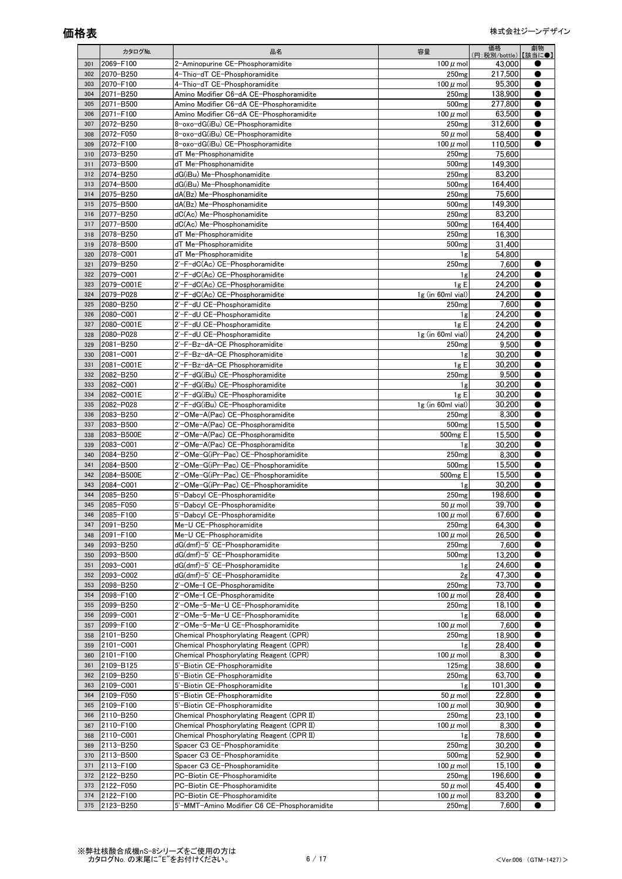# 価格表

株式会社ジーンデザイン

| | カタログNo. | 品名 | 容量 | 価格 (円:税別/bottle) | 劇物 【該当に●】 |
|---|---|---|---|---|---|
| 301 | 2069-F100 | 2-Aminopurine CE-Phosphoramidite | 100 μ mol | 43,000 | ● |
| 302 | 2070-B250 | 4-Thio-dT CE-Phosphoramidite | 250mg | 217,500 | ● |
| 303 | 2070-F100 | 4-Thio-dT CE-Phosphoramidite | 100 μ mol | 95,300 | ● |
| 304 | 2071-B250 | Amino Modifier C6-dA CE-Phosphoramidite | 250mg | 138,900 | ● |
| 305 | 2071-B500 | Amino Modifier C6-dA CE-Phosphoramidite | 500mg | 277,800 | ● |
| 306 | 2071-F100 | Amino Modifier C6-dA CE-Phosphoramidite | 100 μ mol | 63,500 | ● |
| 307 | 2072-B250 | 8-oxo-dG(iBu) CE-Phosphoramidite | 250mg | 312,600 | ● |
| 308 | 2072-F050 | 8-oxo-dG(iBu) CE-Phosphoramidite | 50 μ mol | 58,400 | ● |
| 309 | 2072-F100 | 8-oxo-dG(iBu) CE-Phosphoramidite | 100 μ mol | 110,500 | ● |
| 310 | 2073-B250 | dT Me-Phosphonamidite | 250mg | 75,600 | |
| 311 | 2073-B500 | dT Me-Phosphonamidite | 500mg | 149,300 | |
| 312 | 2074-B250 | dG(iBu) Me-Phosphonamidite | 250mg | 83,200 | |
| 313 | 2074-B500 | dG(iBu) Me-Phosphonamidite | 500mg | 164,400 | |
| 314 | 2075-B250 | dA(Bz) Me-Phosphonamidite | 250mg | 75,600 | |
| 315 | 2075-B500 | dA(Bz) Me-Phosphonamidite | 500mg | 149,300 | |
| 316 | 2077-B250 | dC(Ac) Me-Phosphonamidite | 250mg | 83,200 | |
| 317 | 2077-B500 | dC(Ac) Me-Phosphonamidite | 500mg | 164,400 | |
| 318 | 2078-B250 | dT Me-Phosphoramidite | 250mg | 16,300 | |
| 319 | 2078-B500 | dT Me-Phosphoramidite | 500mg | 31,400 | |
| 320 | 2078-C001 | dT Me-Phosphoramidite | 1g | 54,800 | |
| 321 | 2079-B250 | 2'-F-dC(Ac) CE-Phosphoramidite | 250mg | 7,600 | ● |
| 322 | 2079-C001 | 2'-F-dC(Ac) CE-Phosphoramidite | 1g | 24,200 | ● |
| 323 | 2079-C001E | 2'-F-dC(Ac) CE-Phosphoramidite | 1g E | 24,200 | ● |
| 324 | 2079-P028 | 2'-F-dC(Ac) CE-Phosphoramidite | 1g (in 60ml vial) | 24,200 | ● |
| 325 | 2080-B250 | 2'-F-dU CE-Phosphoramidite | 250mg | 7,600 | ● |
| 326 | 2080-C001 | 2'-F-dU CE-Phosphoramidite | 1g | 24,200 | ● |
| 327 | 2080-C001E | 2'-F-dU CE-Phosphoramidite | 1g E | 24,200 | ● |
| 328 | 2080-P028 | 2'-F-dU CE-Phosphoramidite | 1g (in 60ml vial) | 24,200 | ● |
| 329 | 2081-B250 | 2'-F-Bz-dA-CE Phosphoramidite | 250mg | 9,500 | ● |
| 330 | 2081-C001 | 2'-F-Bz-dA-CE Phosphoramidite | 1g | 30,200 | ● |
| 331 | 2081-C001E | 2'-F-Bz-dA-CE Phosphoramidite | 1g E | 30,200 | ● |
| 332 | 2082-B250 | 2'-F-dG(iBu) CE-Phosphoramidite | 250mg | 9,500 | ● |
| 333 | 2082-C001 | 2'-F-dG(iBu) CE-Phosphoramidite | 1g | 30,200 | ● |
| 334 | 2082-C001E | 2'-F-dG(iBu) CE-Phosphoramidite | 1g E | 30,200 | ● |
| 335 | 2082-P028 | 2'-F-dG(iBu) CE-Phosphoramidite | 1g (in 60ml vial) | 30,200 | ● |
| 336 | 2083-B250 | 2'-OMe-A(Pac) CE-Phosphoramidite | 250mg | 8,300 | ● |
| 337 | 2083-B500 | 2'-OMe-A(Pac) CE-Phosphoramidite | 500mg | 15,500 | ● |
| 338 | 2083-B500E | 2'-OMe-A(Pac) CE-Phosphoramidite | 500mg E | 15,500 | ● |
| 339 | 2083-C001 | 2'-OMe-A(Pac) CE-Phosphoramidite | 1g | 30,200 | ● |
| 340 | 2084-B250 | 2'-OMe-G(iPr-Pac) CE-Phosphoramidite | 250mg | 8,300 | ● |
| 341 | 2084-B500 | 2'-OMe-G(iPr-Pac) CE-Phosphoramidite | 500mg | 15,500 | ● |
| 342 | 2084-B500E | 2'-OMe-G(iPr-Pac) CE-Phosphoramidite | 500mg E | 15,500 | ● |
| 343 | 2084-C001 | 2'-OMe-G(iPr-Pac) CE-Phosphoramidite | 1g | 30,200 | ● |
| 344 | 2085-B250 | 5'-Dabcyl CE-Phosphoramidite | 250mg | 198,600 | ● |
| 345 | 2085-F050 | 5'-Dabcyl CE-Phosphoramidite | 50 μ mol | 39,700 | ● |
| 346 | 2085-F100 | 5'-Dabcyl CE-Phosphoramidite | 100 μ mol | 67,600 | ● |
| 347 | 2091-B250 | Me-U CE-Phosphoramidite | 250mg | 64,300 | ● |
| 348 | 2091-F100 | Me-U CE-Phosphoramidite | 100 μ mol | 26,500 | ● |
| 349 | 2093-B250 | dG(dmf)-5' CE-Phosphoramidite | 250mg | 7,600 | ● |
| 350 | 2093-B500 | dG(dmf)-5' CE-Phosphoramidite | 500mg | 13,200 | ● |
| 351 | 2093-C001 | dG(dmf)-5' CE-Phosphoramidite | 1g | 24,600 | ● |
| 352 | 2093-C002 | dG(dmf)-5' CE-Phosphoramidite | 2g | 47,300 | ● |
| 353 | 2098-B250 | 2'-OMe-I CE-Phosphoramidite | 250mg | 73,700 | ● |
| 354 | 2098-F100 | 2'-OMe-I CE-Phosphoramidite | 100 μ mol | 28,400 | ● |
| 355 | 2099-B250 | 2'-OMe-5-Me-U CE-Phosphoramidite | 250mg | 18,100 | ● |
| 356 | 2099-C001 | 2'-OMe-5-Me-U CE-Phosphoramidite | 1g | 68,000 | ● |
| 357 | 2099-F100 | 2'-OMe-5-Me-U CE-Phosphoramidite | 100 μ mol | 7,600 | ● |
| 358 | 2101-B250 | Chemical Phosphorylating Reagent (CPR) | 250mg | 18,900 | ● |
| 359 | 2101-C001 | Chemical Phosphorylating Reagent (CPR) | 1g | 28,400 | ● |
| 360 | 2101-F100 | Chemical Phosphorylating Reagent (CPR) | 100 μ mol | 8,300 | ● |
| 361 | 2109-B125 | 5'-Biotin CE-Phosphoramidite | 125mg | 38,600 | ● |
| 362 | 2109-B250 | 5'-Biotin CE-Phosphoramidite | 250mg | 63,700 | ● |
| 363 | 2109-C001 | 5'-Biotin CE-Phosphoramidite | 1g | 101,300 | ● |
| 364 | 2109-F050 | 5'-Biotin CE-Phosphoramidite | 50 μ mol | 22,800 | ● |
| 365 | 2109-F100 | 5'-Biotin CE-Phosphoramidite | 100 μ mol | 30,900 | ● |
| 366 | 2110-B250 | Chemical Phosphorylating Reagent (CPR II) | 250mg | 23,100 | ● |
| 367 | 2110-F100 | Chemical Phosphorylating Reagent (CPR II) | 100 μ mol | 8,300 | ● |
| 368 | 2110-C001 | Chemical Phosphorylating Reagent (CPR II) | 1g | 78,600 | ● |
| 369 | 2113-B250 | Spacer C3 CE-Phosphoramidite | 250mg | 30,200 | ● |
| 370 | 2113-B500 | Spacer C3 CE-Phosphoramidite | 500mg | 52,900 | ● |
| 371 | 2113-F100 | Spacer C3 CE-Phosphoramidite | 100 μ mol | 15,100 | ● |
| 372 | 2122-B250 | PC-Biotin CE-Phosphoramidite | 250mg | 196,600 | ● |
| 373 | 2122-F050 | PC-Biotin CE-Phosphoramidite | 50 μ mol | 45,400 | ● |
| 374 | 2122-F100 | PC-Biotin CE-Phosphoramidite | 100 μ mol | 83,200 | ● |
| 375 | 2123-B250 | 5'-MMT-Amino Modifier C6 CE-Phosphoramidite | 250mg | 7,600 | ● |

※弊社核酸合成機nS-8シリーズをご使用の方は
カタログNo. の末尾に"E"をお付けください。

<Ver.006 (GTM-1427)>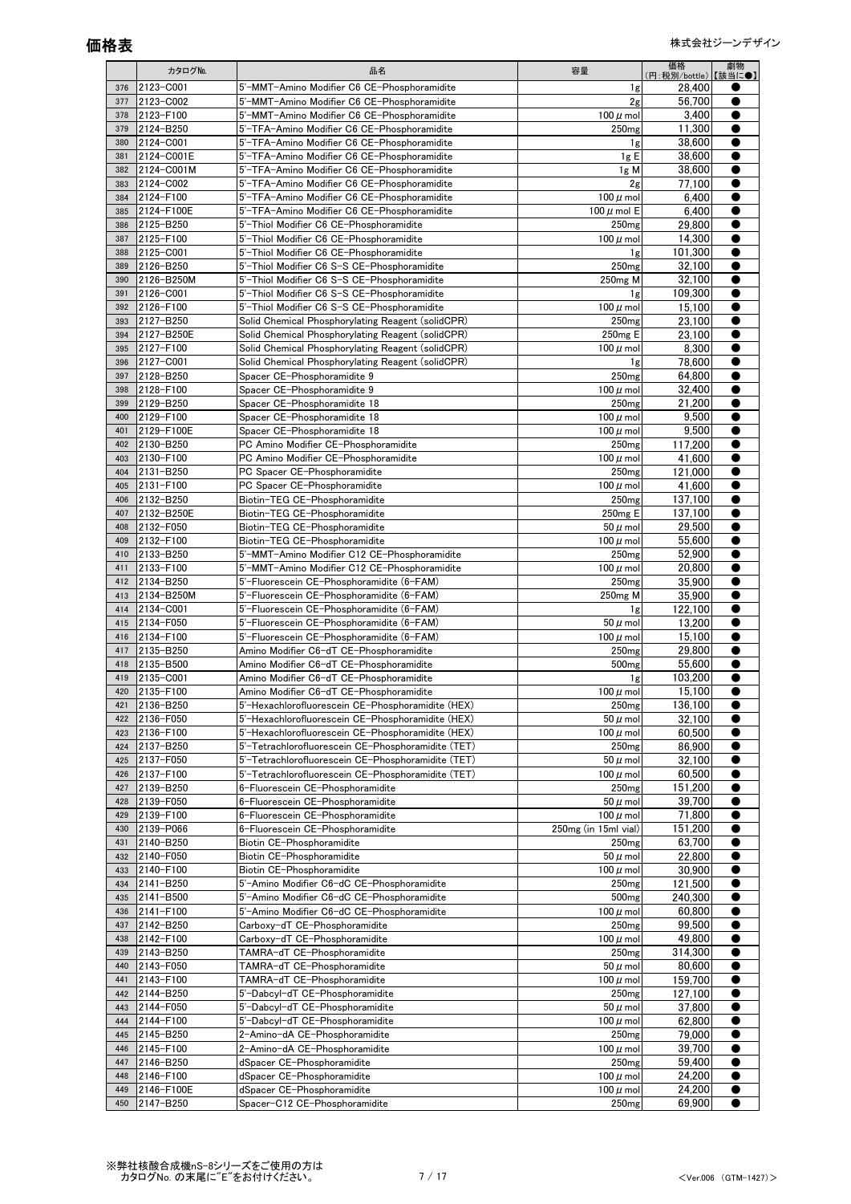# 価格表

株式会社ジーンデザイン

| | カタログNo. | 品名 | 容量 | 価格 (円:税別/bottle) | 劇物 【該当に●】 |
|---|---|---|---|---|---|
| 376 | 2123-C001 | 5'-MMT-Amino Modifier C6 CE-Phosphoramidite | 1g | 28,400 | ● |
| 377 | 2123-C002 | 5'-MMT-Amino Modifier C6 CE-Phosphoramidite | 2g | 56,700 | ● |
| 378 | 2123-F100 | 5'-MMT-Amino Modifier C6 CE-Phosphoramidite | 100 μ mol | 3,400 | ● |
| 379 | 2124-B250 | 5'-TFA-Amino Modifier C6 CE-Phosphoramidite | 250mg | 11,300 | ● |
| 380 | 2124-C001 | 5'-TFA-Amino Modifier C6 CE-Phosphoramidite | 1g | 38,600 | ● |
| 381 | 2124-C001E | 5'-TFA-Amino Modifier C6 CE-Phosphoramidite | 1g E | 38,600 | ● |
| 382 | 2124-C001M | 5'-TFA-Amino Modifier C6 CE-Phosphoramidite | 1g M | 38,600 | ● |
| 383 | 2124-C002 | 5'-TFA-Amino Modifier C6 CE-Phosphoramidite | 2g | 77,100 | ● |
| 384 | 2124-F100 | 5'-TFA-Amino Modifier C6 CE-Phosphoramidite | 100 μ mol | 6,400 | ● |
| 385 | 2124-F100E | 5'-TFA-Amino Modifier C6 CE-Phosphoramidite | 100 μ mol E | 6,400 | ● |
| 386 | 2125-B250 | 5'-Thiol Modifier C6 CE-Phosphoramidite | 250mg | 29,800 | ● |
| 387 | 2125-F100 | 5'-Thiol Modifier C6 CE-Phosphoramidite | 100 μ mol | 14,300 | ● |
| 388 | 2125-C001 | 5'-Thiol Modifier C6 CE-Phosphoramidite | 1g | 101,300 | ● |
| 389 | 2126-B250 | 5'-Thiol Modifier C6 S-S CE-Phosphoramidite | 250mg | 32,100 | ● |
| 390 | 2126-B250M | 5'-Thiol Modifier C6 S-S CE-Phosphoramidite | 250mg M | 32,100 | ● |
| 391 | 2126-C001 | 5'-Thiol Modifier C6 S-S CE-Phosphoramidite | 1g | 109,300 | ● |
| 392 | 2126-F100 | 5'-Thiol Modifier C6 S-S CE-Phosphoramidite | 100 μ mol | 15,100 | ● |
| 393 | 2127-B250 | Solid Chemical Phosphorylating Reagent (solidCPR) | 250mg | 23,100 | ● |
| 394 | 2127-B250E | Solid Chemical Phosphorylating Reagent (solidCPR) | 250mg E | 23,100 | ● |
| 395 | 2127-F100 | Solid Chemical Phosphorylating Reagent (solidCPR) | 100 μ mol | 8,300 | ● |
| 396 | 2127-C001 | Solid Chemical Phosphorylating Reagent (solidCPR) | 1g | 78,600 | ● |
| 397 | 2128-B250 | Spacer CE-Phosphoramidite 9 | 250mg | 64,800 | ● |
| 398 | 2128-F100 | Spacer CE-Phosphoramidite 9 | 100 μ mol | 32,400 | ● |
| 399 | 2129-B250 | Spacer CE-Phosphoramidite 18 | 250mg | 21,200 | ● |
| 400 | 2129-F100 | Spacer CE-Phosphoramidite 18 | 100 μ mol | 9,500 | ● |
| 401 | 2129-F100E | Spacer CE-Phosphoramidite 18 | 100 μ mol | 9,500 | ● |
| 402 | 2130-B250 | PC Amino Modifier CE-Phosphoramidite | 250mg | 117,200 | ● |
| 403 | 2130-F100 | PC Amino Modifier CE-Phosphoramidite | 100 μ mol | 41,600 | ● |
| 404 | 2131-B250 | PC Spacer CE-Phosphoramidite | 250mg | 121,000 | ● |
| 405 | 2131-F100 | PC Spacer CE-Phosphoramidite | 100 μ mol | 41,600 | ● |
| 406 | 2132-B250 | Biotin-TEG CE-Phosphoramidite | 250mg | 137,100 | ● |
| 407 | 2132-B250E | Biotin-TEG CE-Phosphoramidite | 250mg E | 137,100 | ● |
| 408 | 2132-F050 | Biotin-TEG CE-Phosphoramidite | 50 μ mol | 29,500 | ● |
| 409 | 2132-F100 | Biotin-TEG CE-Phosphoramidite | 100 μ mol | 55,600 | ● |
| 410 | 2133-B250 | 5'-MMT-Amino Modifier C12 CE-Phosphoramidite | 250mg | 52,900 | ● |
| 411 | 2133-F100 | 5'-MMT-Amino Modifier C12 CE-Phosphoramidite | 100 μ mol | 20,800 | ● |
| 412 | 2134-B250 | 5'-Fluorescein CE-Phosphoramidite (6-FAM) | 250mg | 35,900 | ● |
| 413 | 2134-B250M | 5'-Fluorescein CE-Phosphoramidite (6-FAM) | 250mg M | 35,900 | ● |
| 414 | 2134-C001 | 5'-Fluorescein CE-Phosphoramidite (6-FAM) | 1g | 122,100 | ● |
| 415 | 2134-F050 | 5'-Fluorescein CE-Phosphoramidite (6-FAM) | 50 μ mol | 13,200 | ● |
| 416 | 2134-F100 | 5'-Fluorescein CE-Phosphoramidite (6-FAM) | 100 μ mol | 15,100 | ● |
| 417 | 2135-B250 | Amino Modifier C6-dT CE-Phosphoramidite | 250mg | 29,800 | ● |
| 418 | 2135-B500 | Amino Modifier C6-dT CE-Phosphoramidite | 500mg | 55,600 | ● |
| 419 | 2135-C001 | Amino Modifier C6-dT CE-Phosphoramidite | 1g | 103,200 | ● |
| 420 | 2135-F100 | Amino Modifier C6-dT CE-Phosphoramidite | 100 μ mol | 15,100 | ● |
| 421 | 2136-B250 | 5'-Hexachlorofluorescein CE-Phosphoramidite (HEX) | 250mg | 136,100 | ● |
| 422 | 2136-F050 | 5'-Hexachlorofluorescein CE-Phosphoramidite (HEX) | 50 μ mol | 32,100 | ● |
| 423 | 2136-F100 | 5'-Hexachlorofluorescein CE-Phosphoramidite (HEX) | 100 μ mol | 60,500 | ● |
| 424 | 2137-B250 | 5'-Tetrachlorofluorescein CE-Phosphoramidite (TET) | 250mg | 86,900 | ● |
| 425 | 2137-F050 | 5'-Tetrachlorofluorescein CE-Phosphoramidite (TET) | 50 μ mol | 32,100 | ● |
| 426 | 2137-F100 | 5'-Tetrachlorofluorescein CE-Phosphoramidite (TET) | 100 μ mol | 60,500 | ● |
| 427 | 2139-B250 | 6-Fluorescein CE-Phosphoramidite | 250mg | 151,200 | ● |
| 428 | 2139-F050 | 6-Fluorescein CE-Phosphoramidite | 50 μ mol | 39,700 | ● |
| 429 | 2139-F100 | 6-Fluorescein CE-Phosphoramidite | 100 μ mol | 71,800 | ● |
| 430 | 2139-P066 | 6-Fluorescein CE-Phosphoramidite | 250mg (in 15ml vial) | 151,200 | ● |
| 431 | 2140-B250 | Biotin CE-Phosphoramidite | 250mg | 63,700 | ● |
| 432 | 2140-F050 | Biotin CE-Phosphoramidite | 50 μ mol | 22,800 | ● |
| 433 | 2140-F100 | Biotin CE-Phosphoramidite | 100 μ mol | 30,900 | ● |
| 434 | 2141-B250 | 5'-Amino Modifier C6-dC CE-Phosphoramidite | 250mg | 121,500 | ● |
| 435 | 2141-B500 | 5'-Amino Modifier C6-dC CE-Phosphoramidite | 500mg | 240,300 | ● |
| 436 | 2141-F100 | 5'-Amino Modifier C6-dC CE-Phosphoramidite | 100 μ mol | 60,800 | ● |
| 437 | 2142-B250 | Carboxy-dT CE-Phosphoramidite | 250mg | 99,500 | ● |
| 438 | 2142-F100 | Carboxy-dT CE-Phosphoramidite | 100 μ mol | 49,800 | ● |
| 439 | 2143-B250 | TAMRA-dT CE-Phosphoramidite | 250mg | 314,300 | ● |
| 440 | 2143-F050 | TAMRA-dT CE-Phosphoramidite | 50 μ mol | 80,600 | ● |
| 441 | 2143-F100 | TAMRA-dT CE-Phosphoramidite | 100 μ mol | 159,700 | ● |
| 442 | 2144-B250 | 5'-Dabcyl-dT CE-Phosphoramidite | 250mg | 127,100 | ● |
| 443 | 2144-F050 | 5'-Dabcyl-dT CE-Phosphoramidite | 50 μ mol | 37,800 | ● |
| 444 | 2144-F100 | 5'-Dabcyl-dT CE-Phosphoramidite | 100 μ mol | 62,800 | ● |
| 445 | 2145-B250 | 2-Amino-dA CE-Phosphoramidite | 250mg | 79,000 | ● |
| 446 | 2145-F100 | 2-Amino-dA CE-Phosphoramidite | 100 μ mol | 39,700 | ● |
| 447 | 2146-B250 | dSpacer CE-Phosphoramidite | 250mg | 59,400 | ● |
| 448 | 2146-F100 | dSpacer CE-Phosphoramidite | 100 μ mol | 24,200 | ● |
| 449 | 2146-F100E | dSpacer CE-Phosphoramidite | 100 μ mol | 24,200 | ● |
| 450 | 2147-B250 | Spacer-C12 CE-Phosphoramidite | 250mg | 69,900 | ● |

※弊社核酸合成機nS-8シリーズをご使用の方は
カタログNo. の末尾に"E"をお付けください。

<Ver.006 (GTM-1427)>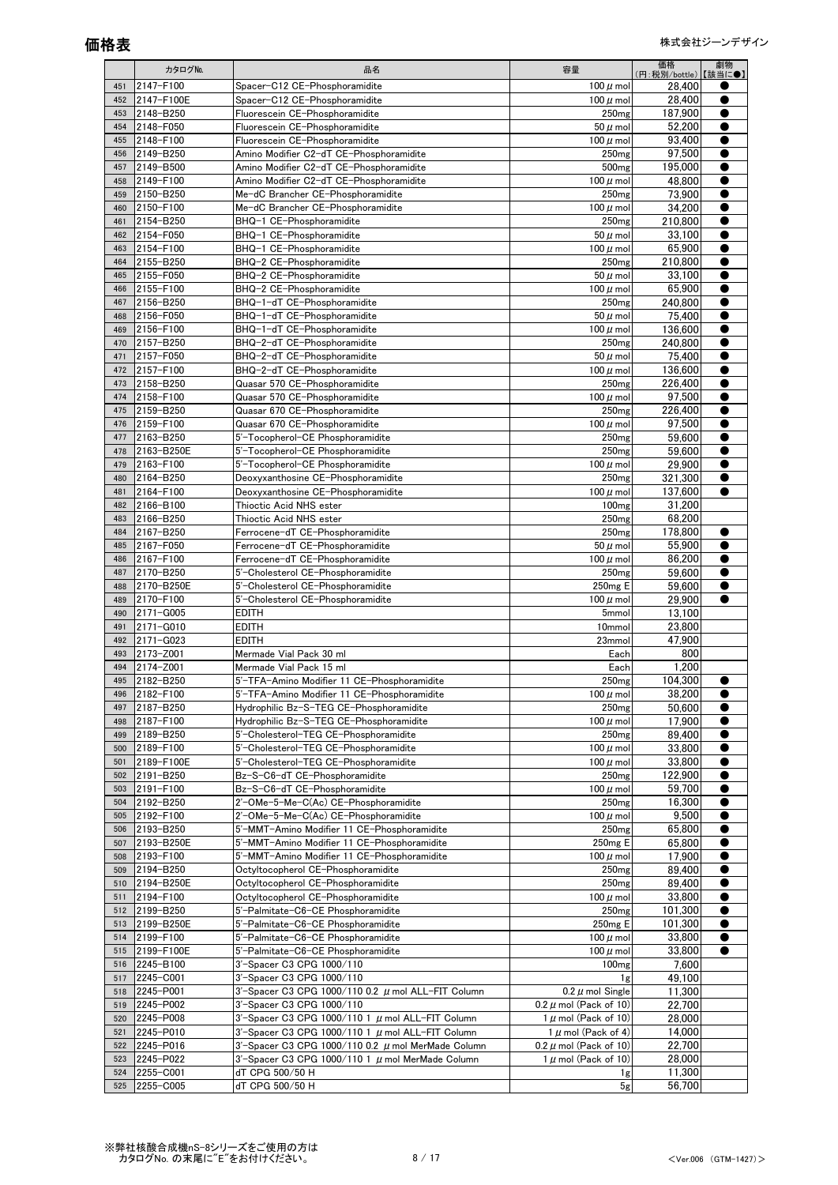# 価格表

株式会社ジーンデザイン

| | カタログNo. | 品名 | 容量 | 価格 (円:税別/bottle) | 劇物 【該当に●】 |
|---|---|---|---|---|---|
| 451 | 2147-F100 | Spacer-C12 CE-Phosphoramidite | 100 μ mol | 28,400 | ● |
| 452 | 2147-F100E | Spacer-C12 CE-Phosphoramidite | 100 μ mol | 28,400 | ● |
| 453 | 2148-B250 | Fluorescein CE-Phosphoramidite | 250mg | 187,900 | ● |
| 454 | 2148-F050 | Fluorescein CE-Phosphoramidite | 50 μ mol | 52,200 | ● |
| 455 | 2148-F100 | Fluorescein CE-Phosphoramidite | 100 μ mol | 93,400 | ● |
| 456 | 2149-B250 | Amino Modifier C2-dT CE-Phosphoramidite | 250mg | 97,500 | ● |
| 457 | 2149-B500 | Amino Modifier C2-dT CE-Phosphoramidite | 500mg | 195,000 | ● |
| 458 | 2149-F100 | Amino Modifier C2-dT CE-Phosphoramidite | 100 μ mol | 48,800 | ● |
| 459 | 2150-B250 | Me-dC Brancher CE-Phosphoramidite | 250mg | 73,900 | ● |
| 460 | 2150-F100 | Me-dC Brancher CE-Phosphoramidite | 100 μ mol | 34,200 | ● |
| 461 | 2154-B250 | BHQ-1 CE-Phosphoramidite | 250mg | 210,800 | ● |
| 462 | 2154-F050 | BHQ-1 CE-Phosphoramidite | 50 μ mol | 33,100 | ● |
| 463 | 2154-F100 | BHQ-1 CE-Phosphoramidite | 100 μ mol | 65,900 | ● |
| 464 | 2155-B250 | BHQ-2 CE-Phosphoramidite | 250mg | 210,800 | ● |
| 465 | 2155-F050 | BHQ-2 CE-Phosphoramidite | 50 μ mol | 33,100 | ● |
| 466 | 2155-F100 | BHQ-2 CE-Phosphoramidite | 100 μ mol | 65,900 | ● |
| 467 | 2156-B250 | BHQ-1-dT CE-Phosphoramidite | 250mg | 240,800 | ● |
| 468 | 2156-F050 | BHQ-1-dT CE-Phosphoramidite | 50 μ mol | 75,400 | ● |
| 469 | 2156-F100 | BHQ-1-dT CE-Phosphoramidite | 100 μ mol | 136,600 | ● |
| 470 | 2157-B250 | BHQ-2-dT CE-Phosphoramidite | 250mg | 240,800 | ● |
| 471 | 2157-F050 | BHQ-2-dT CE-Phosphoramidite | 50 μ mol | 75,400 | ● |
| 472 | 2157-F100 | BHQ-2-dT CE-Phosphoramidite | 100 μ mol | 136,600 | ● |
| 473 | 2158-B250 | Quasar 570 CE-Phosphoramidite | 250mg | 226,400 | ● |
| 474 | 2158-F100 | Quasar 570 CE-Phosphoramidite | 100 μ mol | 97,500 | ● |
| 475 | 2159-B250 | Quasar 670 CE-Phosphoramidite | 250mg | 226,400 | ● |
| 476 | 2159-F100 | Quasar 670 CE-Phosphoramidite | 100 μ mol | 97,500 | ● |
| 477 | 2163-B250 | 5'-Tocopherol-CE Phosphoramidite | 250mg | 59,600 | ● |
| 478 | 2163-B250E | 5'-Tocopherol-CE Phosphoramidite | 250mg | 59,600 | ● |
| 479 | 2163-F100 | 5'-Tocopherol-CE Phosphoramidite | 100 μ mol | 29,900 | ● |
| 480 | 2164-B250 | Deoxyxanthosine CE-Phosphoramidite | 250mg | 321,300 | ● |
| 481 | 2164-F100 | Deoxyxanthosine CE-Phosphoramidite | 100 μ mol | 137,600 | ● |
| 482 | 2166-B100 | Thioctic Acid NHS ester | 100mg | 31,200 | |
| 483 | 2166-B250 | Thioctic Acid NHS ester | 250mg | 68,200 | |
| 484 | 2167-B250 | Ferrocene-dT CE-Phosphoramidite | 250mg | 178,800 | ● |
| 485 | 2167-F050 | Ferrocene-dT CE-Phosphoramidite | 50 μ mol | 55,900 | ● |
| 486 | 2167-F100 | Ferrocene-dT CE-Phosphoramidite | 100 μ mol | 86,200 | ● |
| 487 | 2170-B250 | 5'-Cholesterol CE-Phosphoramidite | 250mg | 59,600 | ● |
| 488 | 2170-B250E | 5'-Cholesterol CE-Phosphoramidite | 250mg E | 59,600 | ● |
| 489 | 2170-F100 | 5'-Cholesterol CE-Phosphoramidite | 100 μ mol | 29,900 | ● |
| 490 | 2171-G005 | EDITH | 5mmol | 13,100 | |
| 491 | 2171-G010 | EDITH | 10mmol | 23,800 | |
| 492 | 2171-G023 | EDITH | 23mmol | 47,900 | |
| 493 | 2173-Z001 | Mermade Vial Pack 30 ml | Each | 800 | |
| 494 | 2174-Z001 | Mermade Vial Pack 15 ml | Each | 1,200 | |
| 495 | 2182-B250 | 5'-TFA-Amino Modifier 11 CE-Phosphoramidite | 250mg | 104,300 | ● |
| 496 | 2182-F100 | 5'-TFA-Amino Modifier 11 CE-Phosphoramidite | 100 μ mol | 38,200 | ● |
| 497 | 2187-B250 | Hydrophilic Bz-S-TEG CE-Phosphoramidite | 250mg | 50,600 | ● |
| 498 | 2187-F100 | Hydrophilic Bz-S-TEG CE-Phosphoramidite | 100 μ mol | 17,900 | ● |
| 499 | 2189-B250 | 5'-Cholesterol-TEG CE-Phosphoramidite | 250mg | 89,400 | ● |
| 500 | 2189-F100 | 5'-Cholesterol-TEG CE-Phosphoramidite | 100 μ mol | 33,800 | ● |
| 501 | 2189-F100E | 5'-Cholesterol-TEG CE-Phosphoramidite | 100 μ mol | 33,800 | ● |
| 502 | 2191-B250 | Bz-S-C6-dT CE-Phosphoramidite | 250mg | 122,900 | ● |
| 503 | 2191-F100 | Bz-S-C6-dT CE-Phosphoramidite | 100 μ mol | 59,700 | ● |
| 504 | 2192-B250 | 2'-OMe-5-Me-C(Ac) CE-Phosphoramidite | 250mg | 16,300 | ● |
| 505 | 2192-F100 | 2'-OMe-5-Me-C(Ac) CE-Phosphoramidite | 100 μ mol | 9,500 | ● |
| 506 | 2193-B250 | 5'-MMT-Amino Modifier 11 CE-Phosphoramidite | 250mg | 65,800 | ● |
| 507 | 2193-B250E | 5'-MMT-Amino Modifier 11 CE-Phosphoramidite | 250mg E | 65,800 | ● |
| 508 | 2193-F100 | 5'-MMT-Amino Modifier 11 CE-Phosphoramidite | 100 μ mol | 17,900 | ● |
| 509 | 2194-B250 | Octyltocopherol CE-Phosphoramidite | 250mg | 89,400 | ● |
| 510 | 2194-B250E | Octyltocopherol CE-Phosphoramidite | 250mg | 89,400 | ● |
| 511 | 2194-F100 | Octyltocopherol CE-Phosphoramidite | 100 μ mol | 33,800 | ● |
| 512 | 2199-B250 | 5'-Palmitate-C6-CE Phosphoramidite | 250mg | 101,300 | ● |
| 513 | 2199-B250E | 5'-Palmitate-C6-CE Phosphoramidite | 250mg E | 101,300 | ● |
| 514 | 2199-F100 | 5'-Palmitate-C6-CE Phosphoramidite | 100 μ mol | 33,800 | ● |
| 515 | 2199-F100E | 5'-Palmitate-C6-CE Phosphoramidite | 100 μ mol | 33,800 | ● |
| 516 | 2245-B100 | 3'-Spacer C3 CPG 1000/110 | 100mg | 7,600 | |
| 517 | 2245-C001 | 3'-Spacer C3 CPG 1000/110 | 1g | 49,100 | |
| 518 | 2245-P001 | 3'-Spacer C3 CPG 1000/110 0.2 μ mol ALL-FIT Column | 0.2 μ mol Single | 11,300 | |
| 519 | 2245-P002 | 3'-Spacer C3 CPG 1000/110 | 0.2 μ mol (Pack of 10) | 22,700 | |
| 520 | 2245-P008 | 3'-Spacer C3 CPG 1000/110 1 μ mol ALL-FIT Column | 1 μ mol (Pack of 10) | 28,000 | |
| 521 | 2245-P010 | 3'-Spacer C3 CPG 1000/110 1 μ mol ALL-FIT Column | 1 μ mol (Pack of 4) | 14,000 | |
| 522 | 2245-P016 | 3'-Spacer C3 CPG 1000/110 0.2 μ mol MerMade Column | 0.2 μ mol (Pack of 10) | 22,700 | |
| 523 | 2245-P022 | 3'-Spacer C3 CPG 1000/110 1 μ mol MerMade Column | 1 μ mol (Pack of 10) | 28,000 | |
| 524 | 2255-C001 | dT CPG 500/50 H | 1g | 11,300 | |
| 525 | 2255-C005 | dT CPG 500/50 H | 5g | 56,700 | |

※弊社核酸合成機nS-8シリーズをご使用の方は
カタログNo. の末尾に"E"をお付けください。

<Ver.006 (GTM-1427)>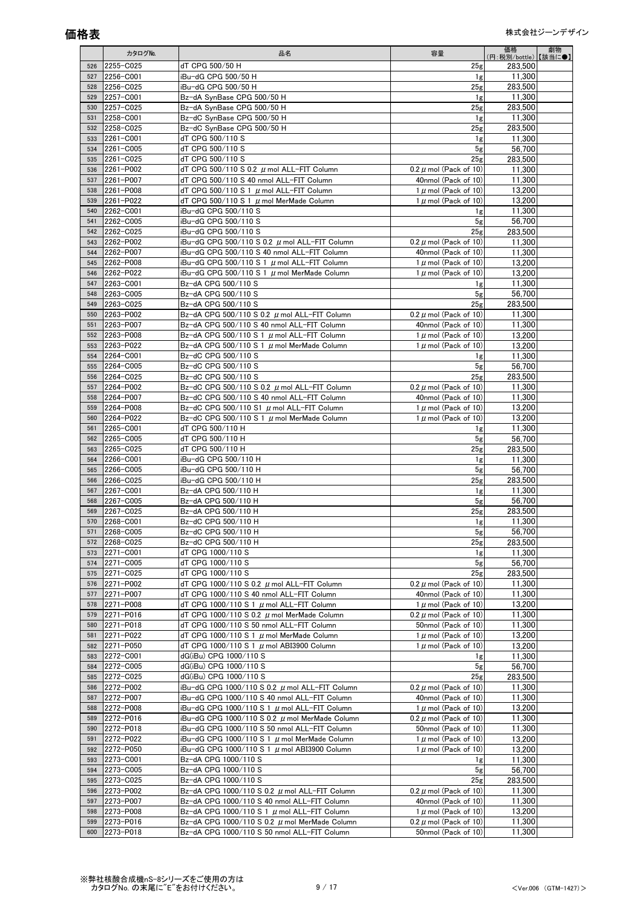# 価格表

株式会社ジーンデザイン

| | カタログNo. | 品名 | 容量 | 価格 (円:税別/bottle) | 劇物 【該当に●】 |
|---|---|---|---|---|---|
| 526 | 2255-C025 | dT CPG 500/50 H | 25g | 283,500 | |
| 527 | 2256-C001 | iBu-dG CPG 500/50 H | 1g | 11,300 | |
| 528 | 2256-C025 | iBu-dG CPG 500/50 H | 25g | 283,500 | |
| 529 | 2257-C001 | Bz-dA SynBase CPG 500/50 H | 1g | 11,300 | |
| 530 | 2257-C025 | Bz-dA SynBase CPG 500/50 H | 25g | 283,500 | |
| 531 | 2258-C001 | Bz-dC SynBase CPG 500/50 H | 1g | 11,300 | |
| 532 | 2258-C025 | Bz-dC SynBase CPG 500/50 H | 25g | 283,500 | |
| 533 | 2261-C001 | dT CPG 500/110 S | 1g | 11,300 | |
| 534 | 2261-C005 | dT CPG 500/110 S | 5g | 56,700 | |
| 535 | 2261-C025 | dT CPG 500/110 S | 25g | 283,500 | |
| 536 | 2261-P002 | dT CPG 500/110 S 0.2 μmol ALL-FIT Column | 0.2 μmol (Pack of 10) | 11,300 | |
| 537 | 2261-P007 | dT CPG 500/110 S 40 nmol ALL-FIT Column | 40nmol (Pack of 10) | 11,300 | |
| 538 | 2261-P008 | dT CPG 500/110 S 1 μmol ALL-FIT Column | 1 μmol (Pack of 10) | 13,200 | |
| 539 | 2261-P022 | dT CPG 500/110 S 1 μmol MerMade Column | 1 μmol (Pack of 10) | 13,200 | |
| 540 | 2262-C001 | iBu-dG CPG 500/110 S | 1g | 11,300 | |
| 541 | 2262-C005 | iBu-dG CPG 500/110 S | 5g | 56,700 | |
| 542 | 2262-C025 | iBu-dG CPG 500/110 S | 25g | 283,500 | |
| 543 | 2262-P002 | iBu-dG CPG 500/110 S 0.2 μmol ALL-FIT Column | 0.2 μmol (Pack of 10) | 11,300 | |
| 544 | 2262-P007 | iBu-dG CPG 500/110 S 40 nmol ALL-FIT Column | 40nmol (Pack of 10) | 11,300 | |
| 545 | 2262-P008 | iBu-dG CPG 500/110 S 1 μmol ALL-FIT Column | 1 μmol (Pack of 10) | 13,200 | |
| 546 | 2262-P022 | iBu-dG CPG 500/110 S 1 μmol MerMade Column | 1 μmol (Pack of 10) | 13,200 | |
| 547 | 2263-C001 | Bz-dA CPG 500/110 S | 1g | 11,300 | |
| 548 | 2263-C005 | Bz-dA CPG 500/110 S | 5g | 56,700 | |
| 549 | 2263-C025 | Bz-dA CPG 500/110 S | 25g | 283,500 | |
| 550 | 2263-P002 | Bz-dA CPG 500/110 S 0.2 μmol ALL-FIT Column | 0.2 μmol (Pack of 10) | 11,300 | |
| 551 | 2263-P007 | Bz-dA CPG 500/110 S 40 nmol ALL-FIT Column | 40nmol (Pack of 10) | 11,300 | |
| 552 | 2263-P008 | Bz-dA CPG 500/110 S 1 μmol ALL-FIT Column | 1 μmol (Pack of 10) | 13,200 | |
| 553 | 2263-P022 | Bz-dA CPG 500/110 S 1 μmol MerMade Column | 1 μmol (Pack of 10) | 13,200 | |
| 554 | 2264-C001 | Bz-dC CPG 500/110 S | 1g | 11,300 | |
| 555 | 2264-C005 | Bz-dC CPG 500/110 S | 5g | 56,700 | |
| 556 | 2264-C025 | Bz-dC CPG 500/110 S | 25g | 283,500 | |
| 557 | 2264-P002 | Bz-dC CPG 500/110 S 0.2 μmol ALL-FIT Column | 0.2 μmol (Pack of 10) | 11,300 | |
| 558 | 2264-P007 | Bz-dC CPG 500/110 S 40 nmol ALL-FIT Column | 40nmol (Pack of 10) | 11,300 | |
| 559 | 2264-P008 | Bz-dC CPG 500/110 S1 μmol ALL-FIT Column | 1 μmol (Pack of 10) | 13,200 | |
| 560 | 2264-P022 | Bz-dC CPG 500/110 S 1 μmol MerMade Column | 1 μmol (Pack of 10) | 13,200 | |
| 561 | 2265-C001 | dT CPG 500/110 H | 1g | 11,300 | |
| 562 | 2265-C005 | dT CPG 500/110 H | 5g | 56,700 | |
| 563 | 2265-C025 | dT CPG 500/110 H | 25g | 283,500 | |
| 564 | 2266-C001 | iBu-dG CPG 500/110 H | 1g | 11,300 | |
| 565 | 2266-C005 | iBu-dG CPG 500/110 H | 5g | 56,700 | |
| 566 | 2266-C025 | iBu-dG CPG 500/110 H | 25g | 283,500 | |
| 567 | 2267-C001 | Bz-dA CPG 500/110 H | 1g | 11,300 | |
| 568 | 2267-C005 | Bz-dA CPG 500/110 H | 5g | 56,700 | |
| 569 | 2267-C025 | Bz-dA CPG 500/110 H | 25g | 283,500 | |
| 570 | 2268-C001 | Bz-dC CPG 500/110 H | 1g | 11,300 | |
| 571 | 2268-C005 | Bz-dC CPG 500/110 H | 5g | 56,700 | |
| 572 | 2268-C025 | Bz-dC CPG 500/110 H | 25g | 283,500 | |
| 573 | 2271-C001 | dT CPG 1000/110 S | 1g | 11,300 | |
| 574 | 2271-C005 | dT CPG 1000/110 S | 5g | 56,700 | |
| 575 | 2271-C025 | dT CPG 1000/110 S | 25g | 283,500 | |
| 576 | 2271-P002 | dT CPG 1000/110 S 0.2 μmol ALL-FIT Column | 0.2 μmol (Pack of 10) | 11,300 | |
| 577 | 2271-P007 | dT CPG 1000/110 S 40 nmol ALL-FIT Column | 40nmol (Pack of 10) | 11,300 | |
| 578 | 2271-P008 | dT CPG 1000/110 S 1 μmol ALL-FIT Column | 1 μmol (Pack of 10) | 13,200 | |
| 579 | 2271-P016 | dT CPG 1000/110 S 0.2 μmol MerMade Column | 0.2 μmol (Pack of 10) | 11,300 | |
| 580 | 2271-P018 | dT CPG 1000/110 S 50 nmol ALL-FIT Column | 50nmol (Pack of 10) | 11,300 | |
| 581 | 2271-P022 | dT CPG 1000/110 S 1 μmol MerMade Column | 1 μmol (Pack of 10) | 13,200 | |
| 582 | 2271-P050 | dT CPG 1000/110 S 1 μmol ABI3900 Column | 1 μmol (Pack of 10) | 13,200 | |
| 583 | 2272-C001 | dG(iBu) CPG 1000/110 S | 1g | 11,300 | |
| 584 | 2272-C005 | dG(iBu) CPG 1000/110 S | 5g | 56,700 | |
| 585 | 2272-C025 | dG(iBu) CPG 1000/110 S | 25g | 283,500 | |
| 586 | 2272-P002 | iBu-dG CPG 1000/110 S 0.2 μmol ALL-FIT Column | 0.2 μmol (Pack of 10) | 11,300 | |
| 587 | 2272-P007 | iBu-dG CPG 1000/110 S 40 nmol ALL-FIT Column | 40nmol (Pack of 10) | 11,300 | |
| 588 | 2272-P008 | iBu-dG CPG 1000/110 S 1 μmol ALL-FIT Column | 1 μmol (Pack of 10) | 13,200 | |
| 589 | 2272-P016 | iBu-dG CPG 1000/110 S 0.2 μmol MerMade Column | 0.2 μmol (Pack of 10) | 11,300 | |
| 590 | 2272-P018 | iBu-dG CPG 1000/110 S 50 nmol ALL-FIT Column | 50nmol (Pack of 10) | 11,300 | |
| 591 | 2272-P022 | iBu-dG CPG 1000/110 S 1 μmol MerMade Column | 1 μmol (Pack of 10) | 13,200 | |
| 592 | 2272-P050 | iBu-dG CPG 1000/110 S 1 μmol ABI3900 Column | 1 μmol (Pack of 10) | 13,200 | |
| 593 | 2273-C001 | Bz-dA CPG 1000/110 S | 1g | 11,300 | |
| 594 | 2273-C005 | Bz-dA CPG 1000/110 S | 5g | 56,700 | |
| 595 | 2273-C025 | Bz-dA CPG 1000/110 S | 25g | 283,500 | |
| 596 | 2273-P002 | Bz-dA CPG 1000/110 S 0.2 μmol ALL-FIT Column | 0.2 μmol (Pack of 10) | 11,300 | |
| 597 | 2273-P007 | Bz-dA CPG 1000/110 S 40 nmol ALL-FIT Column | 40nmol (Pack of 10) | 11,300 | |
| 598 | 2273-P008 | Bz-dA CPG 1000/110 S 1 μmol ALL-FIT Column | 1 μmol (Pack of 10) | 13,200 | |
| 599 | 2273-P016 | Bz-dA CPG 1000/110 S 0.2 μmol MerMade Column | 0.2 μmol (Pack of 10) | 11,300 | |
| 600 | 2273-P018 | Bz-dA CPG 1000/110 S 50 nmol ALL-FIT Column | 50nmol (Pack of 10) | 11,300 | |

※弊社核酸合成機nS-8シリーズをご使用の方は
カタログNo. の末尾に"E"をお付けください。

<Ver.006 (GTM-1427)>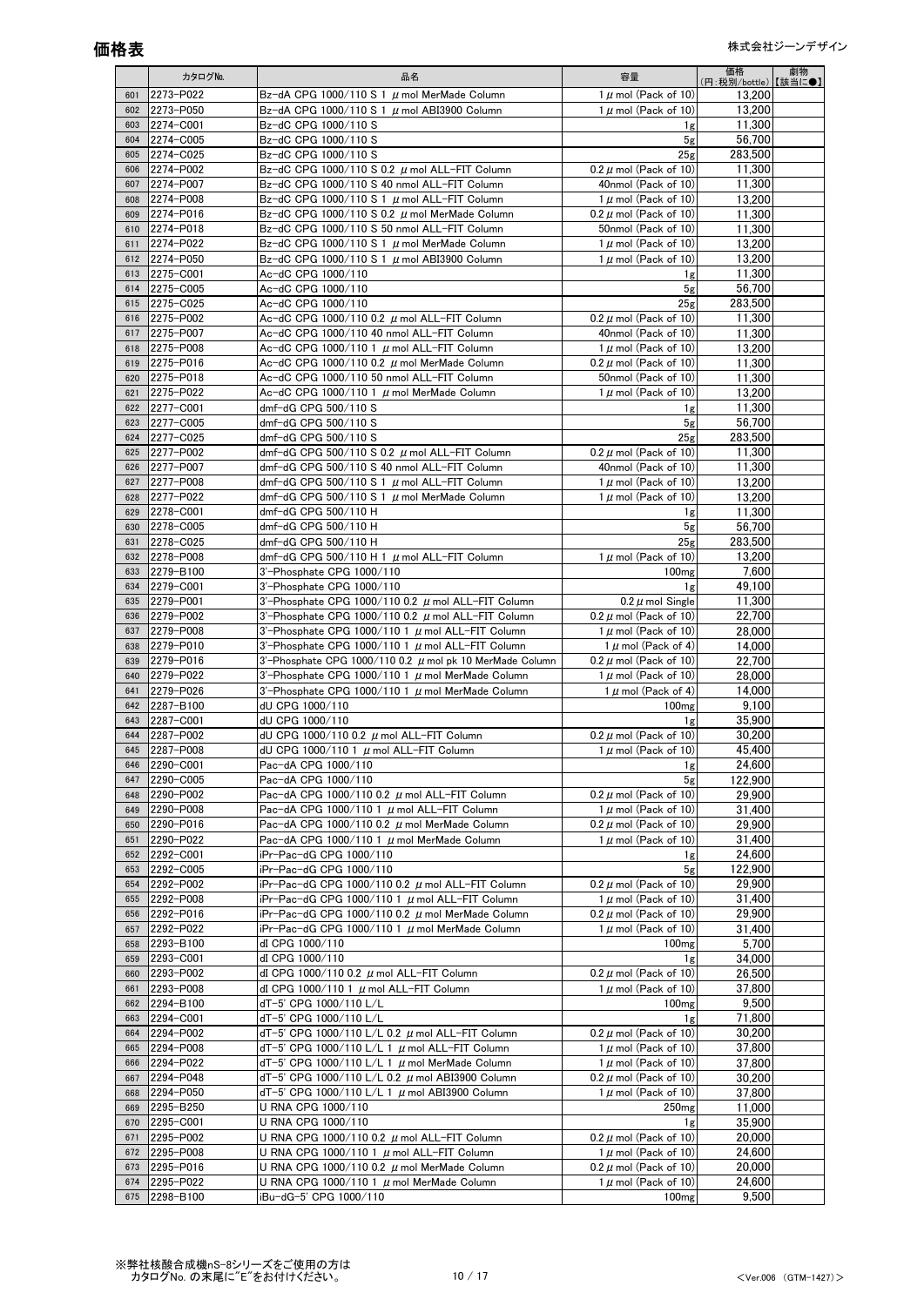# 価格表

株式会社ジーンデザイン

| | カタログNo. | 品名 | 容量 | 価格 (円:税別/bottle) | 劇物 【該当に●】 |
|---|---|---|---|---|---|
| 601 | 2273-P022 | Bz-dA CPG 1000/110 S 1 μmol MerMade Column | 1μmol (Pack of 10) | 13,200 | |
| 602 | 2273-P050 | Bz-dA CPG 1000/110 S 1 μmol ABI3900 Column | 1μmol (Pack of 10) | 13,200 | |
| 603 | 2274-C001 | Bz-dC CPG 1000/110 S | 1g | 11,300 | |
| 604 | 2274-C005 | Bz-dC CPG 1000/110 S | 5g | 56,700 | |
| 605 | 2274-C025 | Bz-dC CPG 1000/110 S | 25g | 283,500 | |
| 606 | 2274-P002 | Bz-dC CPG 1000/110 S 0.2 μmol ALL-FIT Column | 0.2μmol (Pack of 10) | 11,300 | |
| 607 | 2274-P007 | Bz-dC CPG 1000/110 S 40 nmol ALL-FIT Column | 40nmol (Pack of 10) | 11,300 | |
| 608 | 2274-P008 | Bz-dC CPG 1000/110 S 1 μmol ALL-FIT Column | 1μmol (Pack of 10) | 13,200 | |
| 609 | 2274-P016 | Bz-dC CPG 1000/110 S 0.2 μmol MerMade Column | 0.2μmol (Pack of 10) | 11,300 | |
| 610 | 2274-P018 | Bz-dC CPG 1000/110 S 50 nmol ALL-FIT Column | 50nmol (Pack of 10) | 11,300 | |
| 611 | 2274-P022 | Bz-dC CPG 1000/110 S 1 μmol MerMade Column | 1μmol (Pack of 10) | 13,200 | |
| 612 | 2274-P050 | Bz-dC CPG 1000/110 S 1 μmol ABI3900 Column | 1μmol (Pack of 10) | 13,200 | |
| 613 | 2275-C001 | Ac-dC CPG 1000/110 | 1g | 11,300 | |
| 614 | 2275-C005 | Ac-dC CPG 1000/110 | 5g | 56,700 | |
| 615 | 2275-C025 | Ac-dC CPG 1000/110 | 25g | 283,500 | |
| 616 | 2275-P002 | Ac-dC CPG 1000/110 0.2 μmol ALL-FIT Column | 0.2μmol (Pack of 10) | 11,300 | |
| 617 | 2275-P007 | Ac-dC CPG 1000/110 40 nmol ALL-FIT Column | 40nmol (Pack of 10) | 11,300 | |
| 618 | 2275-P008 | Ac-dC CPG 1000/110 1 μmol ALL-FIT Column | 1μmol (Pack of 10) | 13,200 | |
| 619 | 2275-P016 | Ac-dC CPG 1000/110 0.2 μmol MerMade Column | 0.2μmol (Pack of 10) | 11,300 | |
| 620 | 2275-P018 | Ac-dC CPG 1000/110 50 nmol ALL-FIT Column | 50nmol (Pack of 10) | 11,300 | |
| 621 | 2275-P022 | Ac-dC CPG 1000/110 1 μmol MerMade Column | 1μmol (Pack of 10) | 13,200 | |
| 622 | 2277-C001 | dmf-dG CPG 500/110 S | 1g | 11,300 | |
| 623 | 2277-C005 | dmf-dG CPG 500/110 S | 5g | 56,700 | |
| 624 | 2277-C025 | dmf-dG CPG 500/110 S | 25g | 283,500 | |
| 625 | 2277-P002 | dmf-dG CPG 500/110 S 0.2 μmol ALL-FIT Column | 0.2μmol (Pack of 10) | 11,300 | |
| 626 | 2277-P007 | dmf-dG CPG 500/110 S 40 nmol ALL-FIT Column | 40nmol (Pack of 10) | 11,300 | |
| 627 | 2277-P008 | dmf-dG CPG 500/110 S 1 μmol ALL-FIT Column | 1μmol (Pack of 10) | 13,200 | |
| 628 | 2277-P022 | dmf-dG CPG 500/110 S 1 μmol MerMade Column | 1μmol (Pack of 10) | 13,200 | |
| 629 | 2278-C001 | dmf-dG CPG 500/110 H | 1g | 11,300 | |
| 630 | 2278-C005 | dmf-dG CPG 500/110 H | 5g | 56,700 | |
| 631 | 2278-C025 | dmf-dG CPG 500/110 H | 25g | 283,500 | |
| 632 | 2278-P008 | dmf-dG CPG 500/110 H 1 μmol ALL-FIT Column | 1μmol (Pack of 10) | 13,200 | |
| 633 | 2279-B100 | 3'-Phosphate CPG 1000/110 | 100mg | 7,600 | |
| 634 | 2279-C001 | 3'-Phosphate CPG 1000/110 | 1g | 49,100 | |
| 635 | 2279-P001 | 3'-Phosphate CPG 1000/110 0.2 μmol ALL-FIT Column | 0.2μmol Single | 11,300 | |
| 636 | 2279-P002 | 3'-Phosphate CPG 1000/110 0.2 μmol ALL-FIT Column | 0.2μmol (Pack of 10) | 22,700 | |
| 637 | 2279-P008 | 3'-Phosphate CPG 1000/110 1 μmol ALL-FIT Column | 1μmol (Pack of 10) | 28,000 | |
| 638 | 2279-P010 | 3'-Phosphate CPG 1000/110 1 μmol ALL-FIT Column | 1μmol (Pack of 4) | 14,000 | |
| 639 | 2279-P016 | 3'-Phosphate CPG 1000/110 0.2 μmol pk 10 MerMade Column | 0.2μmol (Pack of 10) | 22,700 | |
| 640 | 2279-P022 | 3'-Phosphate CPG 1000/110 1 μmol MerMade Column | 1μmol (Pack of 10) | 28,000 | |
| 641 | 2279-P026 | 3'-Phosphate CPG 1000/110 1 μmol MerMade Column | 1μmol (Pack of 4) | 14,000 | |
| 642 | 2287-B100 | dU CPG 1000/110 | 100mg | 9,100 | |
| 643 | 2287-C001 | dU CPG 1000/110 | 1g | 35,900 | |
| 644 | 2287-P002 | dU CPG 1000/110 0.2 μmol ALL-FIT Column | 0.2μmol (Pack of 10) | 30,200 | |
| 645 | 2287-P008 | dU CPG 1000/110 1 μmol ALL-FIT Column | 1μmol (Pack of 10) | 45,400 | |
| 646 | 2290-C001 | Pac-dA CPG 1000/110 | 1g | 24,600 | |
| 647 | 2290-C005 | Pac-dA CPG 1000/110 | 5g | 122,900 | |
| 648 | 2290-P002 | Pac-dA CPG 1000/110 0.2 μmol ALL-FIT Column | 0.2μmol (Pack of 10) | 29,900 | |
| 649 | 2290-P008 | Pac-dA CPG 1000/110 1 μmol ALL-FIT Column | 1μmol (Pack of 10) | 31,400 | |
| 650 | 2290-P016 | Pac-dA CPG 1000/110 0.2 μmol MerMade Column | 0.2μmol (Pack of 10) | 29,900 | |
| 651 | 2290-P022 | Pac-dA CPG 1000/110 1 μmol MerMade Column | 1μmol (Pack of 10) | 31,400 | |
| 652 | 2292-C001 | iPr-Pac-dG CPG 1000/110 | 1g | 24,600 | |
| 653 | 2292-C005 | iPr-Pac-dG CPG 1000/110 | 5g | 122,900 | |
| 654 | 2292-P002 | iPr-Pac-dG CPG 1000/110 0.2 μmol ALL-FIT Column | 0.2μmol (Pack of 10) | 29,900 | |
| 655 | 2292-P008 | iPr-Pac-dG CPG 1000/110 1 μmol ALL-FIT Column | 1μmol (Pack of 10) | 31,400 | |
| 656 | 2292-P016 | iPr-Pac-dG CPG 1000/110 0.2 μmol MerMade Column | 0.2μmol (Pack of 10) | 29,900 | |
| 657 | 2292-P022 | iPr-Pac-dG CPG 1000/110 1 μmol MerMade Column | 1μmol (Pack of 10) | 31,400 | |
| 658 | 2293-B100 | dI CPG 1000/110 | 100mg | 5,700 | |
| 659 | 2293-C001 | dI CPG 1000/110 | 1g | 34,000 | |
| 660 | 2293-P002 | dI CPG 1000/110 0.2 μmol ALL-FIT Column | 0.2μmol (Pack of 10) | 26,500 | |
| 661 | 2293-P008 | dI CPG 1000/110 1 μmol ALL-FIT Column | 1μmol (Pack of 10) | 37,800 | |
| 662 | 2294-B100 | dT-5' CPG 1000/110 L/L | 100mg | 9,500 | |
| 663 | 2294-C001 | dT-5' CPG 1000/110 L/L | 1g | 71,800 | |
| 664 | 2294-P002 | dT-5' CPG 1000/110 L/L 0.2 μmol ALL-FIT Column | 0.2μmol (Pack of 10) | 30,200 | |
| 665 | 2294-P008 | dT-5' CPG 1000/110 L/L 1 μmol ALL-FIT Column | 1μmol (Pack of 10) | 37,800 | |
| 666 | 2294-P022 | dT-5' CPG 1000/110 L/L 1 μmol MerMade Column | 1μmol (Pack of 10) | 37,800 | |
| 667 | 2294-P048 | dT-5' CPG 1000/110 L/L 0.2 μmol ABI3900 Column | 0.2μmol (Pack of 10) | 30,200 | |
| 668 | 2294-P050 | dT-5' CPG 1000/110 L/L 1 μmol ABI3900 Column | 1μmol (Pack of 10) | 37,800 | |
| 669 | 2295-B250 | U RNA CPG 1000/110 | 250mg | 11,000 | |
| 670 | 2295-C001 | U RNA CPG 1000/110 | 1g | 35,900 | |
| 671 | 2295-P002 | U RNA CPG 1000/110 0.2 μmol ALL-FIT Column | 0.2μmol (Pack of 10) | 20,000 | |
| 672 | 2295-P008 | U RNA CPG 1000/110 1 μmol ALL-FIT Column | 1μmol (Pack of 10) | 24,600 | |
| 673 | 2295-P016 | U RNA CPG 1000/110 0.2 μmol MerMade Column | 0.2μmol (Pack of 10) | 20,000 | |
| 674 | 2295-P022 | U RNA CPG 1000/110 1 μmol MerMade Column | 1μmol (Pack of 10) | 24,600 | |
| 675 | 2298-B100 | iBu-dG-5' CPG 1000/110 | 100mg | 9,500 | |

※弊社核酸合成機nS-8シリーズをご使用の方は
カタログNo. の末尾に"E"をお付けください。

<Ver.006 (GTM-1427)>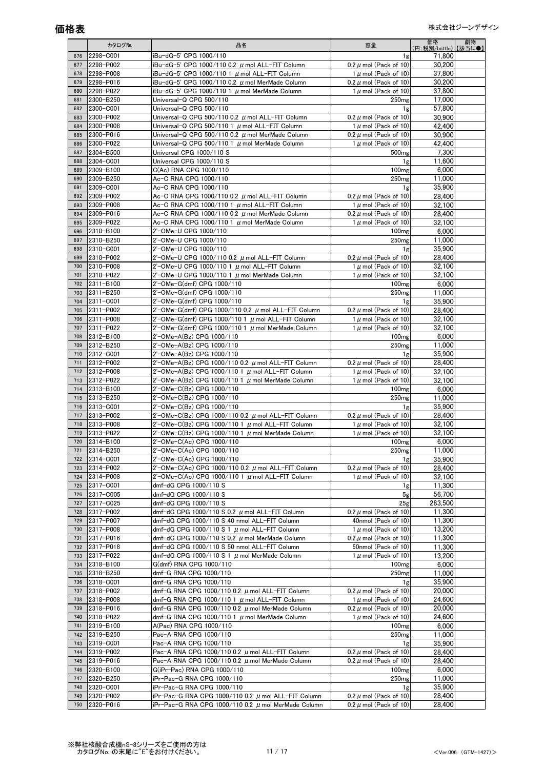# 価格表

株式会社ジーンデザイン

| | カタログNo. | 品名 | 容量 | 価格 (円:税別/bottle) | 劇物 【該当に●】 |
|---|---|---|---|---|---|
| 676 | 2298-C001 | iBu-dG-5' CPG 1000/110 | 1g | 71,800 | |
| 677 | 2298-P002 | iBu-dG-5' CPG 1000/110 0.2 μmol ALL-FIT Column | 0.2 μmol (Pack of 10) | 30,200 | |
| 678 | 2298-P008 | iBu-dG-5' CPG 1000/110 1 μmol ALL-FIT Column | 1 μmol (Pack of 10) | 37,800 | |
| 679 | 2298-P016 | iBu-dG-5' CPG 1000/110 0.2 μmol MerMade Column | 0.2 μmol (Pack of 10) | 30,200 | |
| 680 | 2298-P022 | iBu-dG-5' CPG 1000/110 1 μmol MerMade Column | 1 μmol (Pack of 10) | 37,800 | |
| 681 | 2300-B250 | Universal-Q CPG 500/110 | 250mg | 17,000 | |
| 682 | 2300-C001 | Universal-Q CPG 500/110 | 1g | 57,800 | |
| 683 | 2300-P002 | Universal-Q CPG 500/110 0.2 μmol ALL-FIT Column | 0.2 μmol (Pack of 10) | 30,900 | |
| 684 | 2300-P008 | Universal-Q CPG 500/110 1 μmol ALL-FIT Column | 1 μmol (Pack of 10) | 42,400 | |
| 685 | 2300-P016 | Universal-Q CPG 500/110 0.2 μmol MerMade Column | 0.2 μmol (Pack of 10) | 30,900 | |
| 686 | 2300-P022 | Universal-Q CPG 500/110 1 μmol MerMade Column | 1 μmol (Pack of 10) | 42,400 | |
| 687 | 2304-B500 | Universal CPG 1000/110 S | 500mg | 7,300 | |
| 688 | 2304-C001 | Universal CPG 1000/110 S | 1g | 11,600 | |
| 689 | 2309-B100 | C(Ac) RNA CPG 1000/110 | 100mg | 6,000 | |
| 690 | 2309-B250 | Ac-C RNA CPG 1000/110 | 250mg | 11,000 | |
| 691 | 2309-C001 | Ac-C RNA CPG 1000/110 | 1g | 35,900 | |
| 692 | 2309-P002 | Ac-C RNA CPG 1000/110 0.2 μmol ALL-FIT Column | 0.2 μmol (Pack of 10) | 28,400 | |
| 693 | 2309-P008 | Ac-C RNA CPG 1000/110 1 μmol ALL-FIT Column | 1 μmol (Pack of 10) | 32,100 | |
| 694 | 2309-P016 | Ac-C RNA CPG 1000/110 0.2 μmol MerMade Column | 0.2 μmol (Pack of 10) | 28,400 | |
| 695 | 2309-P022 | Ac-C RNA CPG 1000/110 1 μmol MerMade Column | 1 μmol (Pack of 10) | 32,100 | |
| 696 | 2310-B100 | 2'-OMe-U CPG 1000/110 | 100mg | 6,000 | |
| 697 | 2310-B250 | 2'-OMe-U CPG 1000/110 | 250mg | 11,000 | |
| 698 | 2310-C001 | 2'-OMe-U CPG 1000/110 | 1g | 35,900 | |
| 699 | 2310-P002 | 2'-OMe-U CPG 1000/110 0.2 μmol ALL-FIT Column | 0.2 μmol (Pack of 10) | 28,400 | |
| 700 | 2310-P008 | 2'-OMe-U CPG 1000/110 1 μmol ALL-FIT Column | 1 μmol (Pack of 10) | 32,100 | |
| 701 | 2310-P022 | 2'-OMe-U CPG 1000/110 1 μmol MerMade Column | 1 μmol (Pack of 10) | 32,100 | |
| 702 | 2311-B100 | 2'-OMe-G(dmf) CPG 1000/110 | 100mg | 6,000 | |
| 703 | 2311-B250 | 2'-OMe-G(dmf) CPG 1000/110 | 250mg | 11,000 | |
| 704 | 2311-C001 | 2'-OMe-G(dmf) CPG 1000/110 | 1g | 35,900 | |
| 705 | 2311-P002 | 2'-OMe-G(dmf) CPG 1000/110 0.2 μmol ALL-FIT Column | 0.2 μmol (Pack of 10) | 28,400 | |
| 706 | 2311-P008 | 2'-OMe-G(dmf) CPG 1000/110 1 μmol ALL-FIT Column | 1 μmol (Pack of 10) | 32,100 | |
| 707 | 2311-P022 | 2'-OMe-G(dmf) CPG 1000/110 1 μmol MerMade Column | 1 μmol (Pack of 10) | 32,100 | |
| 708 | 2312-B100 | 2'-OMe-A(Bz) CPG 1000/110 | 100mg | 6,000 | |
| 709 | 2312-B250 | 2'-OMe-A(Bz) CPG 1000/110 | 250mg | 11,000 | |
| 710 | 2312-C001 | 2'-OMe-A(Bz) CPG 1000/110 | 1g | 35,900 | |
| 711 | 2312-P002 | 2'-OMe-A(Bz) CPG 1000/110 0.2 μmol ALL-FIT Column | 0.2 μmol (Pack of 10) | 28,400 | |
| 712 | 2312-P008 | 2'-OMe-A(Bz) CPG 1000/110 1 μmol ALL-FIT Column | 1 μmol (Pack of 10) | 32,100 | |
| 713 | 2312-P022 | 2'-OMe-A(Bz) CPG 1000/110 1 μmol MerMade Column | 1 μmol (Pack of 10) | 32,100 | |
| 714 | 2313-B100 | 2'-OMe-C(Bz) CPG 1000/110 | 100mg | 6,000 | |
| 715 | 2313-B250 | 2'-OMe-C(Bz) CPG 1000/110 | 250mg | 11,000 | |
| 716 | 2313-C001 | 2'-OMe-C(Bz) CPG 1000/110 | 1g | 35,900 | |
| 717 | 2313-P002 | 2'-OMe-C(Bz) CPG 1000/110 0.2 μmol ALL-FIT Column | 0.2 μmol (Pack of 10) | 28,400 | |
| 718 | 2313-P008 | 2'-OMe-C(Bz) CPG 1000/110 1 μmol ALL-FIT Column | 1 μmol (Pack of 10) | 32,100 | |
| 719 | 2313-P022 | 2'-OMe-C(Bz) CPG 1000/110 1 μmol MerMade Column | 1 μmol (Pack of 10) | 32,100 | |
| 720 | 2314-B100 | 2'-OMe-C(Ac) CPG 1000/110 | 100mg | 6,000 | |
| 721 | 2314-B250 | 2'-OMe-C(Ac) CPG 1000/110 | 250mg | 11,000 | |
| 722 | 2314-C001 | 2'-OMe-C(Ac) CPG 1000/110 | 1g | 35,900 | |
| 723 | 2314-P002 | 2'-OMe-C(Ac) CPG 1000/110 0.2 μmol ALL-FIT Column | 0.2 μmol (Pack of 10) | 28,400 | |
| 724 | 2314-P008 | 2'-OMe-C(Ac) CPG 1000/110 1 μmol ALL-FIT Column | 1 μmol (Pack of 10) | 32,100 | |
| 725 | 2317-C001 | dmf-dG CPG 1000/110 S | 1g | 11,300 | |
| 726 | 2317-C005 | dmf-dG CPG 1000/110 S | 5g | 56,700 | |
| 727 | 2317-C025 | dmf-dG CPG 1000/110 S | 25g | 283,500 | |
| 728 | 2317-P002 | dmf-dG CPG 1000/110 S 0.2 μmol ALL-FIT Column | 0.2 μmol (Pack of 10) | 11,300 | |
| 729 | 2317-P007 | dmf-dG CPG 1000/110 S 40 nmol ALL-FIT Column | 40nmol (Pack of 10) | 11,300 | |
| 730 | 2317-P008 | dmf-dG CPG 1000/110 S 1 μmol ALL-FIT Column | 1 μmol (Pack of 10) | 13,200 | |
| 731 | 2317-P016 | dmf-dG CPG 1000/110 S 0.2 μmol MerMade Column | 0.2 μmol (Pack of 10) | 11,300 | |
| 732 | 2317-P018 | dmf-dG CPG 1000/110 S 50 nmol ALL-FIT Column | 50nmol (Pack of 10) | 11,300 | |
| 733 | 2317-P022 | dmf-dG CPG 1000/110 S 1 μmol MerMade Column | 1 μmol (Pack of 10) | 13,200 | |
| 734 | 2318-B100 | G(dmf) RNA CPG 1000/110 | 100mg | 6,000 | |
| 735 | 2318-B250 | dmf-G RNA CPG 1000/110 | 250mg | 11,000 | |
| 736 | 2318-C001 | dmf-G RNA CPG 1000/110 | 1g | 35,900 | |
| 737 | 2318-P002 | dmf-G RNA CPG 1000/110 0.2 μmol ALL-FIT Column | 0.2 μmol (Pack of 10) | 20,000 | |
| 738 | 2318-P008 | dmf-G RNA CPG 1000/110 1 μmol ALL-FIT Column | 1 μmol (Pack of 10) | 24,600 | |
| 739 | 2318-P016 | dmf-G RNA CPG 1000/110 0.2 μmol MerMade Column | 0.2 μmol (Pack of 10) | 20,000 | |
| 740 | 2318-P022 | dmf-G RNA CPG 1000/110 1 μmol MerMade Column | 1 μmol (Pack of 10) | 24,600 | |
| 741 | 2319-B100 | A(Pac) RNA CPG 1000/110 | 100mg | 6,000 | |
| 742 | 2319-B250 | Pac-A RNA CPG 1000/110 | 250mg | 11,000 | |
| 743 | 2319-C001 | Pac-A RNA CPG 1000/110 | 1g | 35,900 | |
| 744 | 2319-P002 | Pac-A RNA CPG 1000/110 0.2 μmol ALL-FIT Column | 0.2 μmol (Pack of 10) | 28,400 | |
| 745 | 2319-P016 | Pac-A RNA CPG 1000/110 0.2 μmol MerMade Column | 0.2 μmol (Pack of 10) | 28,400 | |
| 746 | 2320-B100 | G(iPr-Pac) RNA CPG 1000/110 | 100mg | 6,000 | |
| 747 | 2320-B250 | iPr-Pac-G RNA CPG 1000/110 | 250mg | 11,000 | |
| 748 | 2320-C001 | iPr-Pac-G RNA CPG 1000/110 | 1g | 35,900 | |
| 749 | 2320-P002 | iPr-Pac-G RNA CPG 1000/110 0.2 μmol ALL-FIT Column | 0.2 μmol (Pack of 10) | 28,400 | |
| 750 | 2320-P016 | iPr-Pac-G RNA CPG 1000/110 0.2 μmol MerMade Column | 0.2 μmol (Pack of 10) | 28,400 | |

※弊社核酸合成機nS-8シリーズをご使用の方は
カタログNo. の末尾に"E"をお付けください。

<Ver.006 (GTM-1427)>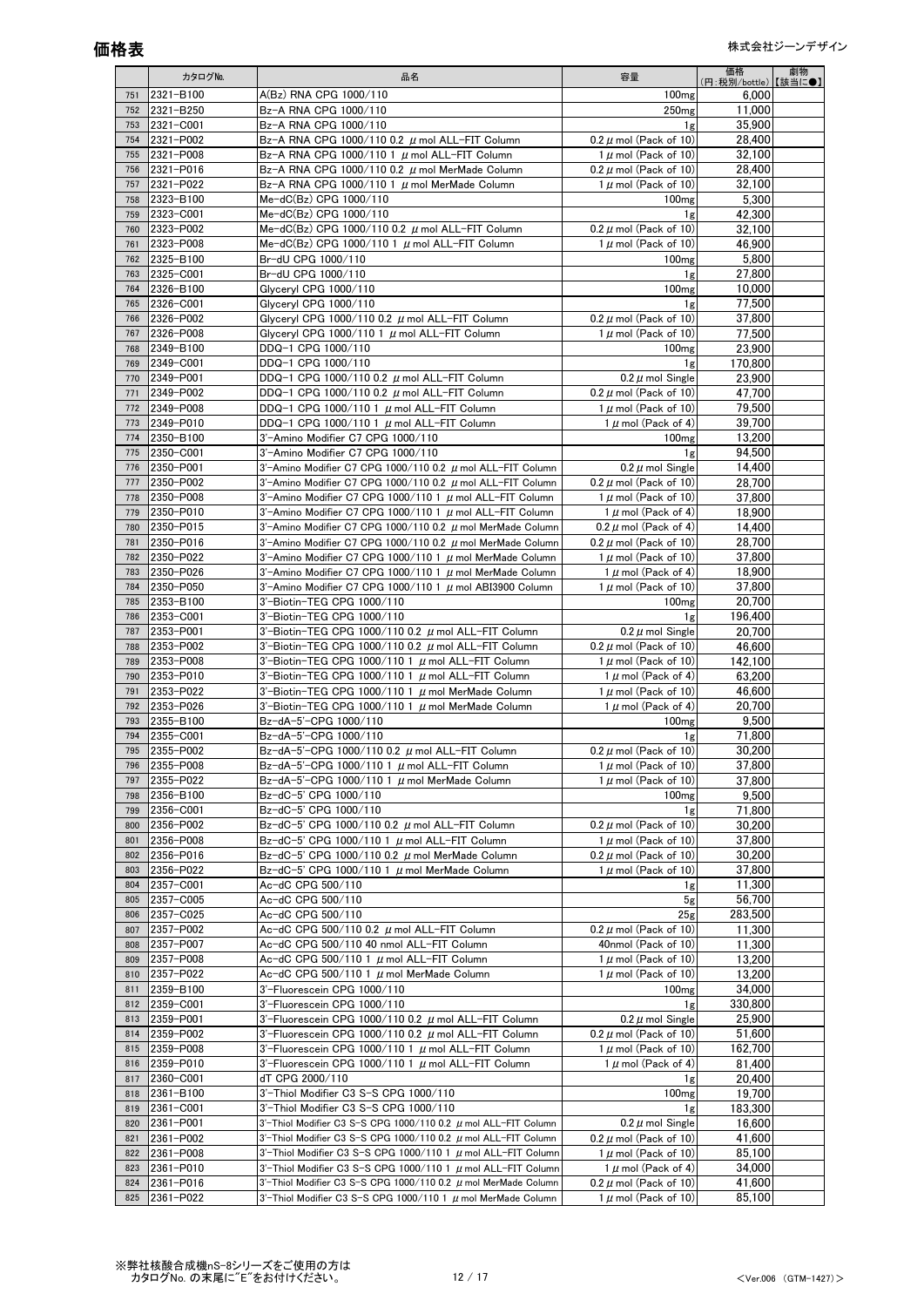# 価格表

株式会社ジーンデザイン

| | カタログNo. | 品名 | 容量 | 価格 (円:税別/bottle) | 劇物 【該当に●】 |
|---|---|---|---|---|---|
| 751 | 2321-B100 | A(Bz) RNA CPG 1000/110 | 100mg | 6,000 | |
| 752 | 2321-B250 | Bz-A RNA CPG 1000/110 | 250mg | 11,000 | |
| 753 | 2321-C001 | Bz-A RNA CPG 1000/110 | 1g | 35,900 | |
| 754 | 2321-P002 | Bz-A RNA CPG 1000/110 0.2 μmol ALL-FIT Column | 0.2 μmol (Pack of 10) | 28,400 | |
| 755 | 2321-P008 | Bz-A RNA CPG 1000/110 1 μmol ALL-FIT Column | 1 μmol (Pack of 10) | 32,100 | |
| 756 | 2321-P016 | Bz-A RNA CPG 1000/110 0.2 μmol MerMade Column | 0.2 μmol (Pack of 10) | 28,400 | |
| 757 | 2321-P022 | Bz-A RNA CPG 1000/110 1 μmol MerMade Column | 1 μmol (Pack of 10) | 32,100 | |
| 758 | 2323-B100 | Me-dC(Bz) CPG 1000/110 | 100mg | 5,300 | |
| 759 | 2323-C001 | Me-dC(Bz) CPG 1000/110 | 1g | 42,300 | |
| 760 | 2323-P002 | Me-dC(Bz) CPG 1000/110 0.2 μmol ALL-FIT Column | 0.2 μmol (Pack of 10) | 32,100 | |
| 761 | 2323-P008 | Me-dC(Bz) CPG 1000/110 1 μmol ALL-FIT Column | 1 μmol (Pack of 10) | 46,900 | |
| 762 | 2325-B100 | Br-dU CPG 1000/110 | 100mg | 5,800 | |
| 763 | 2325-C001 | Br-dU CPG 1000/110 | 1g | 27,800 | |
| 764 | 2326-B100 | Glyceryl CPG 1000/110 | 100mg | 10,000 | |
| 765 | 2326-C001 | Glyceryl CPG 1000/110 | 1g | 77,500 | |
| 766 | 2326-P002 | Glyceryl CPG 1000/110 0.2 μmol ALL-FIT Column | 0.2 μmol (Pack of 10) | 37,800 | |
| 767 | 2326-P008 | Glyceryl CPG 1000/110 1 μmol ALL-FIT Column | 1 μmol (Pack of 10) | 77,500 | |
| 768 | 2349-B100 | DDQ-1 CPG 1000/110 | 100mg | 23,900 | |
| 769 | 2349-C001 | DDQ-1 CPG 1000/110 | 1g | 170,800 | |
| 770 | 2349-P001 | DDQ-1 CPG 1000/110 0.2 μmol ALL-FIT Column | 0.2 μmol Single | 23,900 | |
| 771 | 2349-P002 | DDQ-1 CPG 1000/110 0.2 μmol ALL-FIT Column | 0.2 μmol (Pack of 10) | 47,700 | |
| 772 | 2349-P008 | DDQ-1 CPG 1000/110 1 μmol ALL-FIT Column | 1 μmol (Pack of 10) | 79,500 | |
| 773 | 2349-P010 | DDQ-1 CPG 1000/110 1 μmol ALL-FIT Column | 1 μmol (Pack of 4) | 39,700 | |
| 774 | 2350-B100 | 3'-Amino Modifier C7 CPG 1000/110 | 100mg | 13,200 | |
| 775 | 2350-C001 | 3'-Amino Modifier C7 CPG 1000/110 | 1g | 94,500 | |
| 776 | 2350-P001 | 3'-Amino Modifier C7 CPG 1000/110 0.2 μmol ALL-FIT Column | 0.2 μmol Single | 14,400 | |
| 777 | 2350-P002 | 3'-Amino Modifier C7 CPG 1000/110 0.2 μmol ALL-FIT Column | 0.2 μmol (Pack of 10) | 28,700 | |
| 778 | 2350-P008 | 3'-Amino Modifier C7 CPG 1000/110 1 μmol ALL-FIT Column | 1 μmol (Pack of 10) | 37,800 | |
| 779 | 2350-P010 | 3'-Amino Modifier C7 CPG 1000/110 1 μmol ALL-FIT Column | 1 μmol (Pack of 4) | 18,900 | |
| 780 | 2350-P015 | 3'-Amino Modifier C7 CPG 1000/110 0.2 μmol MerMade Column | 0.2 μmol (Pack of 4) | 14,400 | |
| 781 | 2350-P016 | 3'-Amino Modifier C7 CPG 1000/110 0.2 μmol MerMade Column | 0.2 μmol (Pack of 10) | 28,700 | |
| 782 | 2350-P022 | 3'-Amino Modifier C7 CPG 1000/110 1 μmol MerMade Column | 1 μmol (Pack of 10) | 37,800 | |
| 783 | 2350-P026 | 3'-Amino Modifier C7 CPG 1000/110 1 μmol MerMade Column | 1 μmol (Pack of 4) | 18,900 | |
| 784 | 2350-P050 | 3'-Amino Modifier C7 CPG 1000/110 1 μmol ABI3900 Column | 1 μmol (Pack of 10) | 37,800 | |
| 785 | 2353-B100 | 3'-Biotin-TEG CPG 1000/110 | 100mg | 20,700 | |
| 786 | 2353-C001 | 3'-Biotin-TEG CPG 1000/110 | 1g | 196,400 | |
| 787 | 2353-P001 | 3'-Biotin-TEG CPG 1000/110 0.2 μmol ALL-FIT Column | 0.2 μmol Single | 20,700 | |
| 788 | 2353-P002 | 3'-Biotin-TEG CPG 1000/110 0.2 μmol ALL-FIT Column | 0.2 μmol (Pack of 10) | 46,600 | |
| 789 | 2353-P008 | 3'-Biotin-TEG CPG 1000/110 1 μmol ALL-FIT Column | 1 μmol (Pack of 10) | 142,100 | |
| 790 | 2353-P010 | 3'-Biotin-TEG CPG 1000/110 1 μmol ALL-FIT Column | 1 μmol (Pack of 4) | 63,200 | |
| 791 | 2353-P022 | 3'-Biotin-TEG CPG 1000/110 1 μmol MerMade Column | 1 μmol (Pack of 10) | 46,600 | |
| 792 | 2353-P026 | 3'-Biotin-TEG CPG 1000/110 1 μmol MerMade Column | 1 μmol (Pack of 4) | 20,700 | |
| 793 | 2355-B100 | Bz-dA-5'-CPG 1000/110 | 100mg | 9,500 | |
| 794 | 2355-C001 | Bz-dA-5'-CPG 1000/110 | 1g | 71,800 | |
| 795 | 2355-P002 | Bz-dA-5'-CPG 1000/110 0.2 μmol ALL-FIT Column | 0.2 μmol (Pack of 10) | 30,200 | |
| 796 | 2355-P008 | Bz-dA-5'-CPG 1000/110 1 μmol ALL-FIT Column | 1 μmol (Pack of 10) | 37,800 | |
| 797 | 2355-P022 | Bz-dA-5'-CPG 1000/110 1 μmol MerMade Column | 1 μmol (Pack of 10) | 37,800 | |
| 798 | 2356-B100 | Bz-dC-5' CPG 1000/110 | 100mg | 9,500 | |
| 799 | 2356-C001 | Bz-dC-5' CPG 1000/110 | 1g | 71,800 | |
| 800 | 2356-P002 | Bz-dC-5' CPG 1000/110 0.2 μmol ALL-FIT Column | 0.2 μmol (Pack of 10) | 30,200 | |
| 801 | 2356-P008 | Bz-dC-5' CPG 1000/110 1 μmol ALL-FIT Column | 1 μmol (Pack of 10) | 37,800 | |
| 802 | 2356-P016 | Bz-dC-5' CPG 1000/110 0.2 μmol MerMade Column | 0.2 μmol (Pack of 10) | 30,200 | |
| 803 | 2356-P022 | Bz-dC-5' CPG 1000/110 1 μmol MerMade Column | 1 μmol (Pack of 10) | 37,800 | |
| 804 | 2357-C001 | Ac-dC CPG 500/110 | 1g | 11,300 | |
| 805 | 2357-C005 | Ac-dC CPG 500/110 | 5g | 56,700 | |
| 806 | 2357-C025 | Ac-dC CPG 500/110 | 25g | 283,500 | |
| 807 | 2357-P002 | Ac-dC CPG 500/110 0.2 μmol ALL-FIT Column | 0.2 μmol (Pack of 10) | 11,300 | |
| 808 | 2357-P007 | Ac-dC CPG 500/110 40 nmol ALL-FIT Column | 40nmol (Pack of 10) | 11,300 | |
| 809 | 2357-P008 | Ac-dC CPG 500/110 1 μmol ALL-FIT Column | 1 μmol (Pack of 10) | 13,200 | |
| 810 | 2357-P022 | Ac-dC CPG 500/110 1 μmol MerMade Column | 1 μmol (Pack of 10) | 13,200 | |
| 811 | 2359-B100 | 3'-Fluorescein CPG 1000/110 | 100mg | 34,000 | |
| 812 | 2359-C001 | 3'-Fluorescein CPG 1000/110 | 1g | 330,800 | |
| 813 | 2359-P001 | 3'-Fluorescein CPG 1000/110 0.2 μmol ALL-FIT Column | 0.2 μmol Single | 25,900 | |
| 814 | 2359-P002 | 3'-Fluorescein CPG 1000/110 0.2 μmol ALL-FIT Column | 0.2 μmol (Pack of 10) | 51,600 | |
| 815 | 2359-P008 | 3'-Fluorescein CPG 1000/110 1 μmol ALL-FIT Column | 1 μmol (Pack of 10) | 162,700 | |
| 816 | 2359-P010 | 3'-Fluorescein CPG 1000/110 1 μmol ALL-FIT Column | 1 μmol (Pack of 4) | 81,400 | |
| 817 | 2360-C001 | dT CPG 2000/110 | 1g | 20,400 | |
| 818 | 2361-B100 | 3'-Thiol Modifier C3 S-S CPG 1000/110 | 100mg | 19,700 | |
| 819 | 2361-C001 | 3'-Thiol Modifier C3 S-S CPG 1000/110 | 1g | 183,300 | |
| 820 | 2361-P001 | 3'-Thiol Modifier C3 S-S CPG 1000/110 0.2 μmol ALL-FIT Column | 0.2 μmol Single | 16,600 | |
| 821 | 2361-P002 | 3'-Thiol Modifier C3 S-S CPG 1000/110 0.2 μmol ALL-FIT Column | 0.2 μmol (Pack of 10) | 41,600 | |
| 822 | 2361-P008 | 3'-Thiol Modifier C3 S-S CPG 1000/110 1 μmol ALL-FIT Column | 1 μmol (Pack of 10) | 85,100 | |
| 823 | 2361-P010 | 3'-Thiol Modifier C3 S-S CPG 1000/110 1 μmol ALL-FIT Column | 1 μmol (Pack of 4) | 34,000 | |
| 824 | 2361-P016 | 3'-Thiol Modifier C3 S-S CPG 1000/110 0.2 μmol MerMade Column | 0.2 μmol (Pack of 10) | 41,600 | |
| 825 | 2361-P022 | 3'-Thiol Modifier C3 S-S CPG 1000/110 1 μmol MerMade Column | 1 μmol (Pack of 10) | 85,100 | |

※弊社核酸合成機nS-8シリーズをご使用の方は
カタログNo. の末尾に"E"をお付けください。

<Ver.006 (GTM-1427)>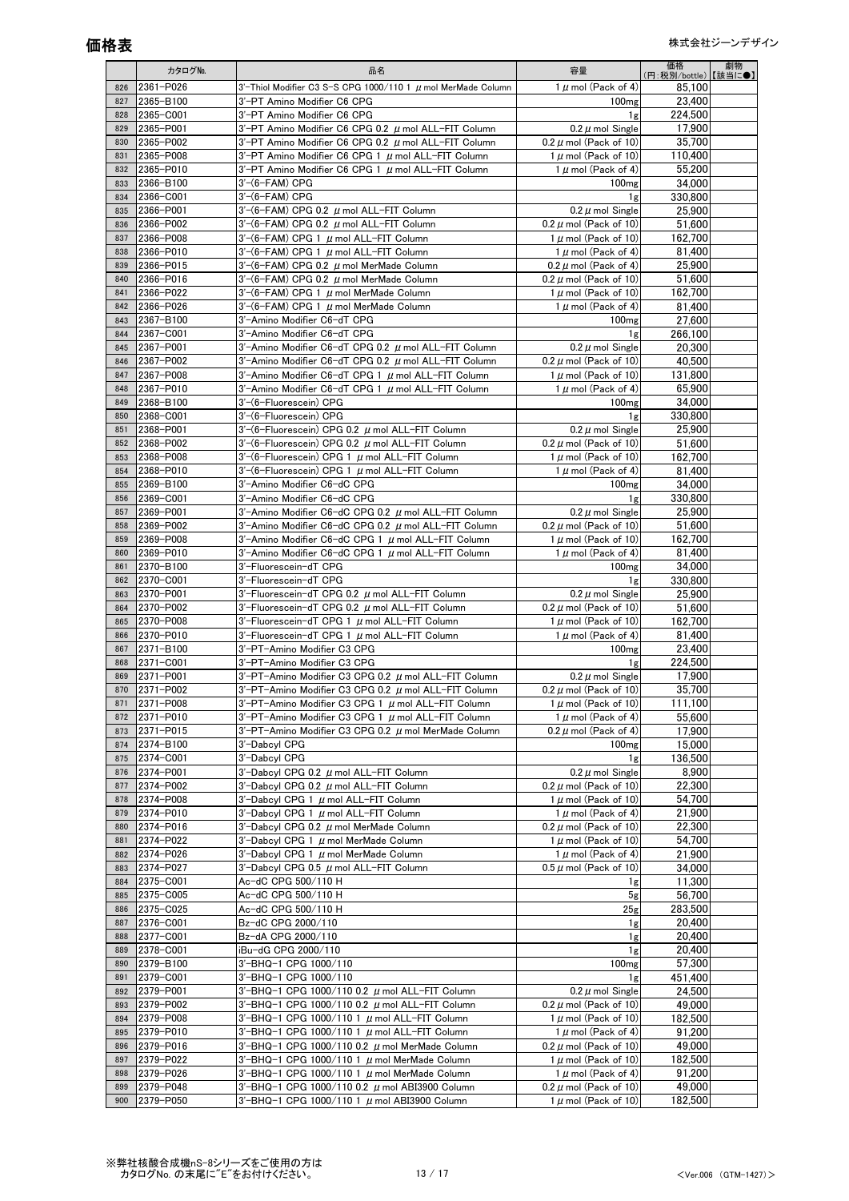# 価格表

株式会社ジーンデザイン

| | カタログNo. | 品名 | 容量 | 価格 (円:税別/bottle) | 劇物 【該当に●】 |
|---|---|---|---|---|---|
| 826 | 2361-P026 | 3'-Thiol Modifier C3 S-S CPG 1000/110 1 μmol MerMade Column | 1 μmol (Pack of 4) | 85,100 | |
| 827 | 2365-B100 | 3'-PT Amino Modifier C6 CPG | 100mg | 23,400 | |
| 828 | 2365-C001 | 3'-PT Amino Modifier C6 CPG | 1g | 224,500 | |
| 829 | 2365-P001 | 3'-PT Amino Modifier C6 CPG 0.2 μmol ALL-FIT Column | 0.2 μmol Single | 17,900 | |
| 830 | 2365-P002 | 3'-PT Amino Modifier C6 CPG 0.2 μmol ALL-FIT Column | 0.2 μmol (Pack of 10) | 35,700 | |
| 831 | 2365-P008 | 3'-PT Amino Modifier C6 CPG 1 μmol ALL-FIT Column | 1 μmol (Pack of 10) | 110,400 | |
| 832 | 2365-P010 | 3'-PT Amino Modifier C6 CPG 1 μmol ALL-FIT Column | 1 μmol (Pack of 4) | 55,200 | |
| 833 | 2366-B100 | 3'-(6-FAM) CPG | 100mg | 34,000 | |
| 834 | 2366-C001 | 3'-(6-FAM) CPG | 1g | 330,800 | |
| 835 | 2366-P001 | 3'-(6-FAM) CPG 0.2 μmol ALL-FIT Column | 0.2 μmol Single | 25,900 | |
| 836 | 2366-P002 | 3'-(6-FAM) CPG 0.2 μmol ALL-FIT Column | 0.2 μmol (Pack of 10) | 51,600 | |
| 837 | 2366-P008 | 3'-(6-FAM) CPG 1 μmol ALL-FIT Column | 1 μmol (Pack of 10) | 162,700 | |
| 838 | 2366-P010 | 3'-(6-FAM) CPG 1 μmol ALL-FIT Column | 1 μmol (Pack of 4) | 81,400 | |
| 839 | 2366-P015 | 3'-(6-FAM) CPG 0.2 μmol MerMade Column | 0.2 μmol (Pack of 4) | 25,900 | |
| 840 | 2366-P016 | 3'-(6-FAM) CPG 0.2 μmol MerMade Column | 0.2 μmol (Pack of 10) | 51,600 | |
| 841 | 2366-P022 | 3'-(6-FAM) CPG 1 μmol MerMade Column | 1 μmol (Pack of 10) | 162,700 | |
| 842 | 2366-P026 | 3'-(6-FAM) CPG 1 μmol MerMade Column | 1 μmol (Pack of 4) | 81,400 | |
| 843 | 2367-B100 | 3'-Amino Modifier C6-dT CPG | 100mg | 27,600 | |
| 844 | 2367-C001 | 3'-Amino Modifier C6-dT CPG | 1g | 266,100 | |
| 845 | 2367-P001 | 3'-Amino Modifier C6-dT CPG 0.2 μmol ALL-FIT Column | 0.2 μmol Single | 20,300 | |
| 846 | 2367-P002 | 3'-Amino Modifier C6-dT CPG 0.2 μmol ALL-FIT Column | 0.2 μmol (Pack of 10) | 40,500 | |
| 847 | 2367-P008 | 3'-Amino Modifier C6-dT CPG 1 μmol ALL-FIT Column | 1 μmol (Pack of 10) | 131,800 | |
| 848 | 2367-P010 | 3'-Amino Modifier C6-dT CPG 1 μmol ALL-FIT Column | 1 μmol (Pack of 4) | 65,900 | |
| 849 | 2368-B100 | 3'-(6-Fluorescein) CPG | 100mg | 34,000 | |
| 850 | 2368-C001 | 3'-(6-Fluorescein) CPG | 1g | 330,800 | |
| 851 | 2368-P001 | 3'-(6-Fluorescein) CPG 0.2 μmol ALL-FIT Column | 0.2 μmol Single | 25,900 | |
| 852 | 2368-P002 | 3'-(6-Fluorescein) CPG 0.2 μmol ALL-FIT Column | 0.2 μmol (Pack of 10) | 51,600 | |
| 853 | 2368-P008 | 3'-(6-Fluorescein) CPG 1 μmol ALL-FIT Column | 1 μmol (Pack of 10) | 162,700 | |
| 854 | 2368-P010 | 3'-(6-Fluorescein) CPG 1 μmol ALL-FIT Column | 1 μmol (Pack of 4) | 81,400 | |
| 855 | 2369-B100 | 3'-Amino Modifier C6-dC CPG | 100mg | 34,000 | |
| 856 | 2369-C001 | 3'-Amino Modifier C6-dC CPG | 1g | 330,800 | |
| 857 | 2369-P001 | 3'-Amino Modifier C6-dC CPG 0.2 μmol ALL-FIT Column | 0.2 μmol Single | 25,900 | |
| 858 | 2369-P002 | 3'-Amino Modifier C6-dC CPG 0.2 μmol ALL-FIT Column | 0.2 μmol (Pack of 10) | 51,600 | |
| 859 | 2369-P008 | 3'-Amino Modifier C6-dC CPG 1 μmol ALL-FIT Column | 1 μmol (Pack of 10) | 162,700 | |
| 860 | 2369-P010 | 3'-Amino Modifier C6-dC CPG 1 μmol ALL-FIT Column | 1 μmol (Pack of 4) | 81,400 | |
| 861 | 2370-B100 | 3'-Fluorescein-dT CPG | 100mg | 34,000 | |
| 862 | 2370-C001 | 3'-Fluorescein-dT CPG | 1g | 330,800 | |
| 863 | 2370-P001 | 3'-Fluorescein-dT CPG 0.2 μmol ALL-FIT Column | 0.2 μmol Single | 25,900 | |
| 864 | 2370-P002 | 3'-Fluorescein-dT CPG 0.2 μmol ALL-FIT Column | 0.2 μmol (Pack of 10) | 51,600 | |
| 865 | 2370-P008 | 3'-Fluorescein-dT CPG 1 μmol ALL-FIT Column | 1 μmol (Pack of 10) | 162,700 | |
| 866 | 2370-P010 | 3'-Fluorescein-dT CPG 1 μmol ALL-FIT Column | 1 μmol (Pack of 4) | 81,400 | |
| 867 | 2371-B100 | 3'-PT-Amino Modifier C3 CPG | 100mg | 23,400 | |
| 868 | 2371-C001 | 3'-PT-Amino Modifier C3 CPG | 1g | 224,500 | |
| 869 | 2371-P001 | 3'-PT-Amino Modifier C3 CPG 0.2 μmol ALL-FIT Column | 0.2 μmol Single | 17,900 | |
| 870 | 2371-P002 | 3'-PT-Amino Modifier C3 CPG 0.2 μmol ALL-FIT Column | 0.2 μmol (Pack of 10) | 35,700 | |
| 871 | 2371-P008 | 3'-PT-Amino Modifier C3 CPG 1 μmol ALL-FIT Column | 1 μmol (Pack of 10) | 111,100 | |
| 872 | 2371-P010 | 3'-PT-Amino Modifier C3 CPG 1 μmol ALL-FIT Column | 1 μmol (Pack of 4) | 55,600 | |
| 873 | 2371-P015 | 3'-PT-Amino Modifier C3 CPG 0.2 μmol MerMade Column | 0.2 μmol (Pack of 4) | 17,900 | |
| 874 | 2374-B100 | 3'-Dabcyl CPG | 100mg | 15,000 | |
| 875 | 2374-C001 | 3'-Dabcyl CPG | 1g | 136,500 | |
| 876 | 2374-P001 | 3'-Dabcyl CPG 0.2 μmol ALL-FIT Column | 0.2 μmol Single | 8,900 | |
| 877 | 2374-P002 | 3'-Dabcyl CPG 0.2 μmol ALL-FIT Column | 0.2 μmol (Pack of 10) | 22,300 | |
| 878 | 2374-P008 | 3'-Dabcyl CPG 1 μmol ALL-FIT Column | 1 μmol (Pack of 10) | 54,700 | |
| 879 | 2374-P010 | 3'-Dabcyl CPG 1 μmol ALL-FIT Column | 1 μmol (Pack of 4) | 21,900 | |
| 880 | 2374-P016 | 3'-Dabcyl CPG 0.2 μmol MerMade Column | 0.2 μmol (Pack of 10) | 22,300 | |
| 881 | 2374-P022 | 3'-Dabcyl CPG 1 μmol MerMade Column | 1 μmol (Pack of 10) | 54,700 | |
| 882 | 2374-P026 | 3'-Dabcyl CPG 1 μmol MerMade Column | 1 μmol (Pack of 4) | 21,900 | |
| 883 | 2374-P027 | 3'-Dabcyl CPG 0.5 μmol ALL-FIT Column | 0.5 μmol (Pack of 10) | 34,000 | |
| 884 | 2375-C001 | Ac-dC CPG 500/110 H | 1g | 11,300 | |
| 885 | 2375-C005 | Ac-dC CPG 500/110 H | 5g | 56,700 | |
| 886 | 2375-C025 | Ac-dC CPG 500/110 H | 25g | 283,500 | |
| 887 | 2376-C001 | Bz-dC CPG 2000/110 | 1g | 20,400 | |
| 888 | 2377-C001 | Bz-dA CPG 2000/110 | 1g | 20,400 | |
| 889 | 2378-C001 | iBu-dG CPG 2000/110 | 1g | 20,400 | |
| 890 | 2379-B100 | 3'-BHQ-1 CPG 1000/110 | 100mg | 57,300 | |
| 891 | 2379-C001 | 3'-BHQ-1 CPG 1000/110 | 1g | 451,400 | |
| 892 | 2379-P001 | 3'-BHQ-1 CPG 1000/110 0.2 μmol ALL-FIT Column | 0.2 μmol Single | 24,500 | |
| 893 | 2379-P002 | 3'-BHQ-1 CPG 1000/110 0.2 μmol ALL-FIT Column | 0.2 μmol (Pack of 10) | 49,000 | |
| 894 | 2379-P008 | 3'-BHQ-1 CPG 1000/110 1 μmol ALL-FIT Column | 1 μmol (Pack of 10) | 182,500 | |
| 895 | 2379-P010 | 3'-BHQ-1 CPG 1000/110 1 μmol ALL-FIT Column | 1 μmol (Pack of 4) | 91,200 | |
| 896 | 2379-P016 | 3'-BHQ-1 CPG 1000/110 0.2 μmol MerMade Column | 0.2 μmol (Pack of 10) | 49,000 | |
| 897 | 2379-P022 | 3'-BHQ-1 CPG 1000/110 1 μmol MerMade Column | 1 μmol (Pack of 10) | 182,500 | |
| 898 | 2379-P026 | 3'-BHQ-1 CPG 1000/110 1 μmol MerMade Column | 1 μmol (Pack of 4) | 91,200 | |
| 899 | 2379-P048 | 3'-BHQ-1 CPG 1000/110 0.2 μmol ABI3900 Column | 0.2 μmol (Pack of 10) | 49,000 | |
| 900 | 2379-P050 | 3'-BHQ-1 CPG 1000/110 1 μmol ABI3900 Column | 1 μmol (Pack of 10) | 182,500 | |

※弊社核酸合成機nS-8シリーズをご使用の方は
カタログNo. の末尾に"E"をお付けください。

<Ver.006 (GTM-1427)>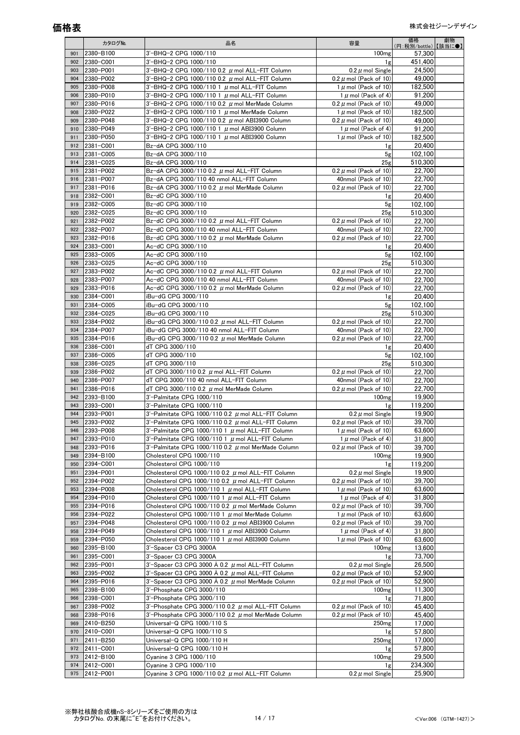# 価格表

株式会社ジーンデザイン

| | カタログNo. | 品名 | 容量 | 価格 (円:税別/bottle) | 劇物【該当に●】 |
|---|---|---|---|---|---|
| 901 | 2380-B100 | 3'-BHQ-2 CPG 1000/110 | 100mg | 57,300 | |
| 902 | 2380-C001 | 3'-BHQ-2 CPG 1000/110 | 1g | 451,400 | |
| 903 | 2380-P001 | 3'-BHQ-2 CPG 1000/110 0.2 μmol ALL-FIT Column | 0.2μmol Single | 24,500 | |
| 904 | 2380-P002 | 3'-BHQ-2 CPG 1000/110 0.2 μmol ALL-FIT Column | 0.2μmol (Pack of 10) | 49,000 | |
| 905 | 2380-P008 | 3'-BHQ-2 CPG 1000/110 1 μmol ALL-FIT Column | 1μmol (Pack of 10) | 182,500 | |
| 906 | 2380-P010 | 3'-BHQ-2 CPG 1000/110 1 μmol ALL-FIT Column | 1μmol (Pack of 4) | 91,200 | |
| 907 | 2380-P016 | 3'-BHQ-2 CPG 1000/110 0.2 μmol MerMade Column | 0.2μmol (Pack of 10) | 49,000 | |
| 908 | 2380-P022 | 3'-BHQ-2 CPG 1000/110 1 μmol MerMade Column | 1μmol (Pack of 10) | 182,500 | |
| 909 | 2380-P048 | 3'-BHQ-2 CPG 1000/110 0.2 μmol ABI3900 Column | 0.2μmol (Pack of 10) | 49,000 | |
| 910 | 2380-P049 | 3'-BHQ-2 CPG 1000/110 1 μmol ABI3900 Column | 1μmol (Pack of 4) | 91,200 | |
| 911 | 2380-P050 | 3'-BHQ-2 CPG 1000/110 1 μmol ABI3900 Column | 1μmol (Pack of 10) | 182,500 | |
| 912 | 2381-C001 | Bz-dA CPG 3000/110 | 1g | 20,400 | |
| 913 | 2381-C005 | Bz-dA CPG 3000/110 | 5g | 102,100 | |
| 914 | 2381-C025 | Bz-dA CPG 3000/110 | 25g | 510,300 | |
| 915 | 2381-P002 | Bz-dA CPG 3000/110 0.2 μmol ALL-FIT Column | 0.2μmol (Pack of 10) | 22,700 | |
| 916 | 2381-P007 | Bz-dA CPG 3000/110 40 nmol ALL-FIT Column | 40nmol (Pack of 10) | 22,700 | |
| 917 | 2381-P016 | Bz-dA CPG 3000/110 0.2 μmol MerMade Column | 0.2μmol (Pack of 10) | 22,700 | |
| 918 | 2382-C001 | Bz-dC CPG 3000/110 | 1g | 20,400 | |
| 919 | 2382-C005 | Bz-dC CPG 3000/110 | 5g | 102,100 | |
| 920 | 2382-C025 | Bz-dC CPG 3000/110 | 25g | 510,300 | |
| 921 | 2382-P002 | Bz-dC CPG 3000/110 0.2 μmol ALL-FIT Column | 0.2μmol (Pack of 10) | 22,700 | |
| 922 | 2382-P007 | Bz-dC CPG 3000/110 40 nmol ALL-FIT Column | 40nmol (Pack of 10) | 22,700 | |
| 923 | 2382-P016 | Bz-dC CPG 3000/110 0.2 μmol MerMade Column | 0.2μmol (Pack of 10) | 22,700 | |
| 924 | 2383-C001 | Ac-dC CPG 3000/110 | 1g | 20,400 | |
| 925 | 2383-C005 | Ac-dC CPG 3000/110 | 5g | 102,100 | |
| 926 | 2383-C025 | Ac-dC CPG 3000/110 | 25g | 510,300 | |
| 927 | 2383-P002 | Ac-dC CPG 3000/110 0.2 μmol ALL-FIT Column | 0.2μmol (Pack of 10) | 22,700 | |
| 928 | 2383-P007 | Ac-dC CPG 3000/110 40 nmol ALL-FIT Column | 40nmol (Pack of 10) | 22,700 | |
| 929 | 2383-P016 | Ac-dC CPG 3000/110 0.2 μmol MerMade Column | 0.2μmol (Pack of 10) | 22,700 | |
| 930 | 2384-C001 | iBu-dG CPG 3000/110 | 1g | 20,400 | |
| 931 | 2384-C005 | iBu-dG CPG 3000/110 | 5g | 102,100 | |
| 932 | 2384-C025 | iBu-dG CPG 3000/110 | 25g | 510,300 | |
| 933 | 2384-P002 | iBu-dG CPG 3000/110 0.2 μmol ALL-FIT Column | 0.2μmol (Pack of 10) | 22,700 | |
| 934 | 2384-P007 | iBu-dG CPG 3000/110 40 nmol ALL-FIT Column | 40nmol (Pack of 10) | 22,700 | |
| 935 | 2384-P016 | iBu-dG CPG 3000/110 0.2 μmol MerMade Column | 0.2μmol (Pack of 10) | 22,700 | |
| 936 | 2386-C001 | dT CPG 3000/110 | 1g | 20,400 | |
| 937 | 2386-C005 | dT CPG 3000/110 | 5g | 102,100 | |
| 938 | 2386-C025 | dT CPG 3000/110 | 25g | 510,300 | |
| 939 | 2386-P002 | dT CPG 3000/110 0.2 μmol ALL-FIT Column | 0.2μmol (Pack of 10) | 22,700 | |
| 940 | 2386-P007 | dT CPG 3000/110 40 nmol ALL-FIT Column | 40nmol (Pack of 10) | 22,700 | |
| 941 | 2386-P016 | dT CPG 3000/110 0.2 μmol MerMade Column | 0.2μmol (Pack of 10) | 22,700 | |
| 942 | 2393-B100 | 3'-Palmitate CPG 1000/110 | 100mg | 19,900 | |
| 943 | 2393-C001 | 3'-Palmitate CPG 1000/110 | 1g | 119,200 | |
| 944 | 2393-P001 | 3'-Palmitate CPG 1000/110 0.2 μmol ALL-FIT Column | 0.2μmol Single | 19,900 | |
| 945 | 2393-P002 | 3'-Palmitate CPG 1000/110 0.2 μmol ALL-FIT Column | 0.2μmol (Pack of 10) | 39,700 | |
| 946 | 2393-P008 | 3'-Palmitate CPG 1000/110 1 μmol ALL-FIT Column | 1μmol (Pack of 10) | 63,600 | |
| 947 | 2393-P010 | 3'-Palmitate CPG 1000/110 1 μmol ALL-FIT Column | 1μmol (Pack of 4) | 31,800 | |
| 948 | 2393-P016 | 3'-Palmitate CPG 1000/110 0.2 μmol MerMade Column | 0.2μmol (Pack of 10) | 39,700 | |
| 949 | 2394-B100 | Cholesterol CPG 1000/110 | 100mg | 19,900 | |
| 950 | 2394-C001 | Cholesterol CPG 1000/110 | 1g | 119,200 | |
| 951 | 2394-P001 | Cholesterol CPG 1000/110 0.2 μmol ALL-FIT Column | 0.2μmol Single | 19,900 | |
| 952 | 2394-P002 | Cholesterol CPG 1000/110 0.2 μmol ALL-FIT Column | 0.2μmol (Pack of 10) | 39,700 | |
| 953 | 2394-P008 | Cholesterol CPG 1000/110 1 μmol ALL-FIT Column | 1μmol (Pack of 10) | 63,600 | |
| 954 | 2394-P010 | Cholesterol CPG 1000/110 1 μmol ALL-FIT Column | 1μmol (Pack of 4) | 31,800 | |
| 955 | 2394-P016 | Cholesterol CPG 1000/110 0.2 μmol MerMade Column | 0.2μmol (Pack of 10) | 39,700 | |
| 956 | 2394-P022 | Cholesterol CPG 1000/110 1 μmol MerMade Column | 1μmol (Pack of 10) | 63,600 | |
| 957 | 2394-P048 | Cholesterol CPG 1000/110 0.2 μmol ABI3900 Column | 0.2μmol (Pack of 10) | 39,700 | |
| 958 | 2394-P049 | Cholesterol CPG 1000/110 1 μmol ABI3900 Column | 1μmol (Pack of 4) | 31,800 | |
| 959 | 2394-P050 | Cholesterol CPG 1000/110 1 μmol ABI3900 Column | 1μmol (Pack of 10) | 63,600 | |
| 960 | 2395-B100 | 3'-Spacer C3 CPG 3000A | 100mg | 13,600 | |
| 961 | 2395-C001 | 3'-Spacer C3 CPG 3000A | 1g | 73,700 | |
| 962 | 2395-P001 | 3'-Spacer C3 CPG 3000 Å 0.2 μmol ALL-FIT Column | 0.2μmol Single | 26,500 | |
| 963 | 2395-P002 | 3'-Spacer C3 CPG 3000 Å 0.2 μmol ALL-FIT Column | 0.2μmol (Pack of 10) | 52,900 | |
| 964 | 2395-P016 | 3'-Spacer C3 CPG 3000 Å 0.2 μmol MerMade Column | 0.2μmol (Pack of 10) | 52,900 | |
| 965 | 2398-B100 | 3'-Phosphate CPG 3000/110 | 100mg | 11,300 | |
| 966 | 2398-C001 | 3'-Phosphate CPG 3000/110 | 1g | 71,800 | |
| 967 | 2398-P002 | 3'-Phosphate CPG 3000/110 0.2 μmol ALL-FIT Column | 0.2μmol (Pack of 10) | 45,400 | |
| 968 | 2398-P016 | 3'-Phosphate CPG 3000/110 0.2 μmol MerMade Column | 0.2μmol (Pack of 10) | 45,400 | |
| 969 | 2410-B250 | Universal-Q CPG 1000/110 S | 250mg | 17,000 | |
| 970 | 2410-C001 | Universal-Q CPG 1000/110 S | 1g | 57,800 | |
| 971 | 2411-B250 | Universal-Q CPG 1000/110 H | 250mg | 17,000 | |
| 972 | 2411-C001 | Universal-Q CPG 1000/110 H | 1g | 57,800 | |
| 973 | 2412-B100 | Cyanine 3 CPG 1000/110 | 100mg | 29,500 | |
| 974 | 2412-C001 | Cyanine 3 CPG 1000/110 | 1g | 234,300 | |
| 975 | 2412-P001 | Cyanine 3 CPG 1000/110 0.2 μmol ALL-FIT Column | 0.2μmol Single | 25,900 | |

※弊社核酸合成機nS-8シリーズをご使用の方は
カタログNo. の末尾に"E"をお付けください。

<Ver.006 (GTM-1427)>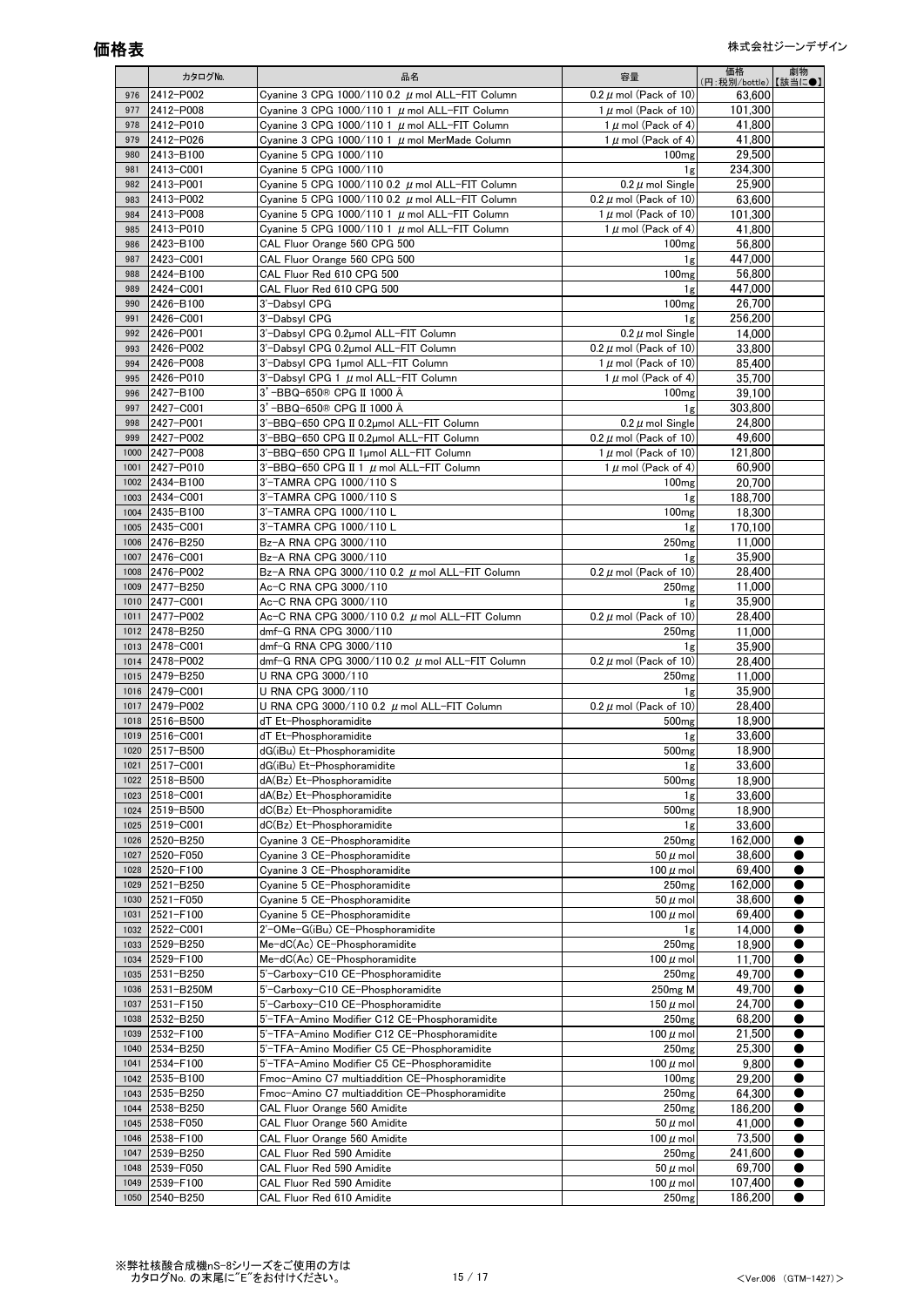# 価格表

株式会社ジーンデザイン

| | カタログNo. | 品名 | 容量 | 価格 (円:税別/bottle) | 劇物【該当に●】 |
|---|---|---|---|---|---|
| 976 | 2412-P002 | Cyanine 3 CPG 1000/110 0.2 μmol ALL-FIT Column | 0.2 μmol (Pack of 10) | 63,600 | |
| 977 | 2412-P008 | Cyanine 3 CPG 1000/110 1 μmol ALL-FIT Column | 1 μmol (Pack of 10) | 101,300 | |
| 978 | 2412-P010 | Cyanine 3 CPG 1000/110 1 μmol ALL-FIT Column | 1 μmol (Pack of 4) | 41,800 | |
| 979 | 2412-P026 | Cyanine 3 CPG 1000/110 1 μmol MerMade Column | 1 μmol (Pack of 4) | 41,800 | |
| 980 | 2413-B100 | Cyanine 5 CPG 1000/110 | 100mg | 29,500 | |
| 981 | 2413-C001 | Cyanine 5 CPG 1000/110 | 1g | 234,300 | |
| 982 | 2413-P001 | Cyanine 5 CPG 1000/110 0.2 μmol ALL-FIT Column | 0.2 μmol Single | 25,900 | |
| 983 | 2413-P002 | Cyanine 5 CPG 1000/110 0.2 μmol ALL-FIT Column | 0.2 μmol (Pack of 10) | 63,600 | |
| 984 | 2413-P008 | Cyanine 5 CPG 1000/110 1 μmol ALL-FIT Column | 1 μmol (Pack of 10) | 101,300 | |
| 985 | 2413-P010 | Cyanine 5 CPG 1000/110 1 μmol ALL-FIT Column | 1 μmol (Pack of 4) | 41,800 | |
| 986 | 2423-B100 | CAL Fluor Orange 560 CPG 500 | 100mg | 56,800 | |
| 987 | 2423-C001 | CAL Fluor Orange 560 CPG 500 | 1g | 447,000 | |
| 988 | 2424-B100 | CAL Fluor Red 610 CPG 500 | 100mg | 56,800 | |
| 989 | 2424-C001 | CAL Fluor Red 610 CPG 500 | 1g | 447,000 | |
| 990 | 2426-B100 | 3'-Dabsyl CPG | 100mg | 26,700 | |
| 991 | 2426-C001 | 3'-Dabsyl CPG | 1g | 256,200 | |
| 992 | 2426-P001 | 3'-Dabsyl CPG 0.2μmol ALL-FIT Column | 0.2 μmol Single | 14,000 | |
| 993 | 2426-P002 | 3'-Dabsyl CPG 0.2μmol ALL-FIT Column | 0.2 μmol (Pack of 10) | 33,800 | |
| 994 | 2426-P008 | 3'-Dabsyl CPG 1μmol ALL-FIT Column | 1 μmol (Pack of 10) | 85,400 | |
| 995 | 2426-P010 | 3'-Dabsyl CPG 1 μmol ALL-FIT Column | 1 μmol (Pack of 4) | 35,700 | |
| 996 | 2427-B100 | 3'-BBQ-650® CPG II 1000 Å | 100mg | 39,100 | |
| 997 | 2427-C001 | 3'-BBQ-650® CPG II 1000 Å | 1g | 303,800 | |
| 998 | 2427-P001 | 3'-BBQ-650 CPG II 0.2μmol ALL-FIT Column | 0.2 μmol Single | 24,800 | |
| 999 | 2427-P002 | 3'-BBQ-650 CPG II 0.2μmol ALL-FIT Column | 0.2 μmol (Pack of 10) | 49,600 | |
| 1000 | 2427-P008 | 3'-BBQ-650 CPG II 1μmol ALL-FIT Column | 1 μmol (Pack of 10) | 121,800 | |
| 1001 | 2427-P010 | 3'-BBQ-650 CPG II 1 μmol ALL-FIT Column | 1 μmol (Pack of 4) | 60,900 | |
| 1002 | 2434-B100 | 3'-TAMRA CPG 1000/110 S | 100mg | 20,700 | |
| 1003 | 2434-C001 | 3'-TAMRA CPG 1000/110 S | 1g | 188,700 | |
| 1004 | 2435-B100 | 3'-TAMRA CPG 1000/110 L | 100mg | 18,300 | |
| 1005 | 2435-C001 | 3'-TAMRA CPG 1000/110 L | 1g | 170,100 | |
| 1006 | 2476-B250 | Bz-A RNA CPG 3000/110 | 250mg | 11,000 | |
| 1007 | 2476-C001 | Bz-A RNA CPG 3000/110 | 1g | 35,900 | |
| 1008 | 2476-P002 | Bz-A RNA CPG 3000/110 0.2 μmol ALL-FIT Column | 0.2 μmol (Pack of 10) | 28,400 | |
| 1009 | 2477-B250 | Ac-C RNA CPG 3000/110 | 250mg | 11,000 | |
| 1010 | 2477-C001 | Ac-C RNA CPG 3000/110 | 1g | 35,900 | |
| 1011 | 2477-P002 | Ac-C RNA CPG 3000/110 0.2 μmol ALL-FIT Column | 0.2 μmol (Pack of 10) | 28,400 | |
| 1012 | 2478-B250 | dmf-G RNA CPG 3000/110 | 250mg | 11,000 | |
| 1013 | 2478-C001 | dmf-G RNA CPG 3000/110 | 1g | 35,900 | |
| 1014 | 2478-P002 | dmf-G RNA CPG 3000/110 0.2 μmol ALL-FIT Column | 0.2 μmol (Pack of 10) | 28,400 | |
| 1015 | 2479-B250 | U RNA CPG 3000/110 | 250mg | 11,000 | |
| 1016 | 2479-C001 | U RNA CPG 3000/110 | 1g | 35,900 | |
| 1017 | 2479-P002 | U RNA CPG 3000/110 0.2 μmol ALL-FIT Column | 0.2 μmol (Pack of 10) | 28,400 | |
| 1018 | 2516-B500 | dT Et-Phosphoramidite | 500mg | 18,900 | |
| 1019 | 2516-C001 | dT Et-Phosphoramidite | 1g | 33,600 | |
| 1020 | 2517-B500 | dG(iBu) Et-Phosphoramidite | 500mg | 18,900 | |
| 1021 | 2517-C001 | dG(iBu) Et-Phosphoramidite | 1g | 33,600 | |
| 1022 | 2518-B500 | dA(Bz) Et-Phosphoramidite | 500mg | 18,900 | |
| 1023 | 2518-C001 | dA(Bz) Et-Phosphoramidite | 1g | 33,600 | |
| 1024 | 2519-B500 | dC(Bz) Et-Phosphoramidite | 500mg | 18,900 | |
| 1025 | 2519-C001 | dC(Bz) Et-Phosphoramidite | 1g | 33,600 | |
| 1026 | 2520-B250 | Cyanine 3 CE-Phosphoramidite | 250mg | 162,000 | ● |
| 1027 | 2520-F050 | Cyanine 3 CE-Phosphoramidite | 50 μmol | 38,600 | ● |
| 1028 | 2520-F100 | Cyanine 3 CE-Phosphoramidite | 100 μmol | 69,400 | ● |
| 1029 | 2521-B250 | Cyanine 5 CE-Phosphoramidite | 250mg | 162,000 | ● |
| 1030 | 2521-F050 | Cyanine 5 CE-Phosphoramidite | 50 μmol | 38,600 | ● |
| 1031 | 2521-F100 | Cyanine 5 CE-Phosphoramidite | 100 μmol | 69,400 | ● |
| 1032 | 2522-C001 | 2'-OMe-G(iBu) CE-Phosphoramidite | 1g | 14,000 | ● |
| 1033 | 2529-B250 | Me-dC(Ac) CE-Phosphoramidite | 250mg | 18,900 | ● |
| 1034 | 2529-F100 | Me-dC(Ac) CE-Phosphoramidite | 100 μmol | 11,700 | ● |
| 1035 | 2531-B250 | 5'-Carboxy-C10 CE-Phosphoramidite | 250mg | 49,700 | ● |
| 1036 | 2531-B250M | 5'-Carboxy-C10 CE-Phosphoramidite | 250mg M | 49,700 | ● |
| 1037 | 2531-F150 | 5'-Carboxy-C10 CE-Phosphoramidite | 150 μmol | 24,700 | ● |
| 1038 | 2532-B250 | 5'-TFA-Amino Modifier C12 CE-Phosphoramidite | 250mg | 68,200 | ● |
| 1039 | 2532-F100 | 5'-TFA-Amino Modifier C12 CE-Phosphoramidite | 100 μmol | 21,500 | ● |
| 1040 | 2534-B250 | 5'-TFA-Amino Modifier C5 CE-Phosphoramidite | 250mg | 25,300 | ● |
| 1041 | 2534-F100 | 5'-TFA-Amino Modifier C5 CE-Phosphoramidite | 100 μmol | 9,800 | ● |
| 1042 | 2535-B100 | Fmoc-Amino C7 multiaddition CE-Phosphoramidite | 100mg | 29,200 | ● |
| 1043 | 2535-B250 | Fmoc-Amino C7 multiaddition CE-Phosphoramidite | 250mg | 64,300 | ● |
| 1044 | 2538-B250 | CAL Fluor Orange 560 Amidite | 250mg | 186,200 | ● |
| 1045 | 2538-F050 | CAL Fluor Orange 560 Amidite | 50 μmol | 41,000 | ● |
| 1046 | 2538-F100 | CAL Fluor Orange 560 Amidite | 100 μmol | 73,500 | ● |
| 1047 | 2539-B250 | CAL Fluor Red 590 Amidite | 250mg | 241,600 | ● |
| 1048 | 2539-F050 | CAL Fluor Red 590 Amidite | 50 μmol | 69,700 | ● |
| 1049 | 2539-F100 | CAL Fluor Red 590 Amidite | 100 μmol | 107,400 | ● |
| 1050 | 2540-B250 | CAL Fluor Red 610 Amidite | 250mg | 186,200 | ● |

※弊社核酸合成機nS-8シリーズをご使用の方は
カタログNo. の末尾に"E"をお付けください。

<Ver.006 (GTM-1427)>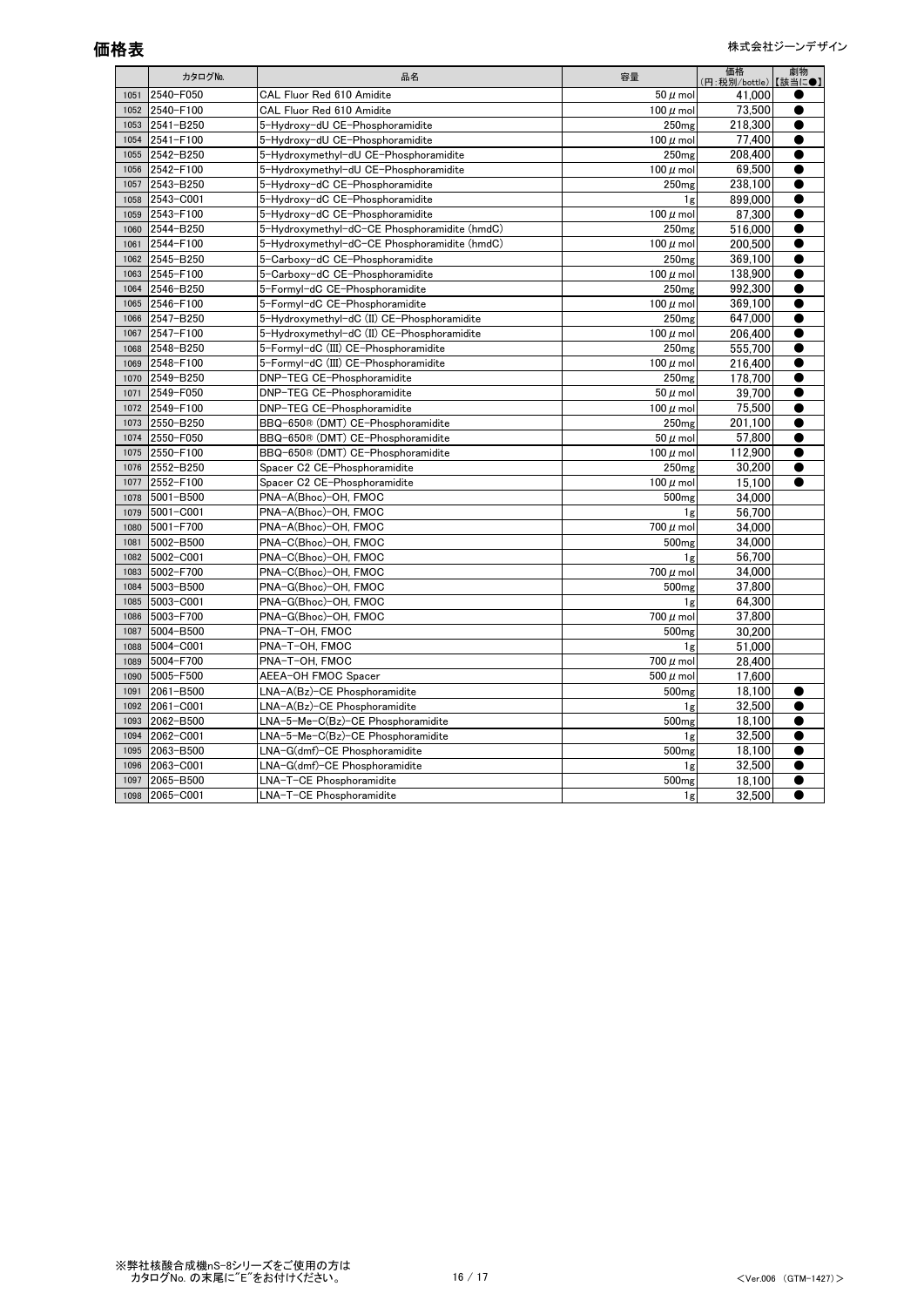# 価格表

株式会社ジーンデザイン

| | カタログNo. | 品名 | 容量 | 価格 (円:税別/bottle) | 劇物 【該当に●】 |
|---|---|---|---|---|---|
| 1051 | 2540-F050 | CAL Fluor Red 610 Amidite | 50 μ mol | 41,000 | ● |
| 1052 | 2540-F100 | CAL Fluor Red 610 Amidite | 100 μ mol | 73,500 | ● |
| 1053 | 2541-B250 | 5-Hydroxy-dU CE-Phosphoramidite | 250mg | 218,300 | ● |
| 1054 | 2541-F100 | 5-Hydroxy-dU CE-Phosphoramidite | 100 μ mol | 77,400 | ● |
| 1055 | 2542-B250 | 5-Hydroxymethyl-dU CE-Phosphoramidite | 250mg | 208,400 | ● |
| 1056 | 2542-F100 | 5-Hydroxymethyl-dU CE-Phosphoramidite | 100 μ mol | 69,500 | ● |
| 1057 | 2543-B250 | 5-Hydroxy-dC CE-Phosphoramidite | 250mg | 238,100 | ● |
| 1058 | 2543-C001 | 5-Hydroxy-dC CE-Phosphoramidite | 1g | 899,000 | ● |
| 1059 | 2543-F100 | 5-Hydroxy-dC CE-Phosphoramidite | 100 μ mol | 87,300 | ● |
| 1060 | 2544-B250 | 5-Hydroxymethyl-dC-CE Phosphoramidite (hmdC) | 250mg | 516,000 | ● |
| 1061 | 2544-F100 | 5-Hydroxymethyl-dC-CE Phosphoramidite (hmdC) | 100 μ mol | 200,500 | ● |
| 1062 | 2545-B250 | 5-Carboxy-dC CE-Phosphoramidite | 250mg | 369,100 | ● |
| 1063 | 2545-F100 | 5-Carboxy-dC CE-Phosphoramidite | 100 μ mol | 138,900 | ● |
| 1064 | 2546-B250 | 5-Formyl-dC CE-Phosphoramidite | 250mg | 992,300 | ● |
| 1065 | 2546-F100 | 5-Formyl-dC CE-Phosphoramidite | 100 μ mol | 369,100 | ● |
| 1066 | 2547-B250 | 5-Hydroxymethyl-dC (II) CE-Phosphoramidite | 250mg | 647,000 | ● |
| 1067 | 2547-F100 | 5-Hydroxymethyl-dC (II) CE-Phosphoramidite | 100 μ mol | 206,400 | ● |
| 1068 | 2548-B250 | 5-Formyl-dC (III) CE-Phosphoramidite | 250mg | 555,700 | ● |
| 1069 | 2548-F100 | 5-Formyl-dC (III) CE-Phosphoramidite | 100 μ mol | 216,400 | ● |
| 1070 | 2549-B250 | DNP-TEG CE-Phosphoramidite | 250mg | 178,700 | ● |
| 1071 | 2549-F050 | DNP-TEG CE-Phosphoramidite | 50 μ mol | 39,700 | ● |
| 1072 | 2549-F100 | DNP-TEG CE-Phosphoramidite | 100 μ mol | 75,500 | ● |
| 1073 | 2550-B250 | BBQ-650® (DMT) CE-Phosphoramidite | 250mg | 201,100 | ● |
| 1074 | 2550-F050 | BBQ-650® (DMT) CE-Phosphoramidite | 50 μ mol | 57,800 | ● |
| 1075 | 2550-F100 | BBQ-650® (DMT) CE-Phosphoramidite | 100 μ mol | 112,900 | ● |
| 1076 | 2552-B250 | Spacer C2 CE-Phosphoramidite | 250mg | 30,200 | ● |
| 1077 | 2552-F100 | Spacer C2 CE-Phosphoramidite | 100 μ mol | 15,100 | ● |
| 1078 | 5001-B500 | PNA-A(Bhoc)-OH, FMOC | 500mg | 34,000 | |
| 1079 | 5001-C001 | PNA-A(Bhoc)-OH, FMOC | 1g | 56,700 | |
| 1080 | 5001-F700 | PNA-A(Bhoc)-OH, FMOC | 700 μ mol | 34,000 | |
| 1081 | 5002-B500 | PNA-C(Bhoc)-OH, FMOC | 500mg | 34,000 | |
| 1082 | 5002-C001 | PNA-C(Bhoc)-OH, FMOC | 1g | 56,700 | |
| 1083 | 5002-F700 | PNA-C(Bhoc)-OH, FMOC | 700 μ mol | 34,000 | |
| 1084 | 5003-B500 | PNA-G(Bhoc)-OH, FMOC | 500mg | 37,800 | |
| 1085 | 5003-C001 | PNA-G(Bhoc)-OH, FMOC | 1g | 64,300 | |
| 1086 | 5003-F700 | PNA-G(Bhoc)-OH, FMOC | 700 μ mol | 37,800 | |
| 1087 | 5004-B500 | PNA-T-OH, FMOC | 500mg | 30,200 | |
| 1088 | 5004-C001 | PNA-T-OH, FMOC | 1g | 51,000 | |
| 1089 | 5004-F700 | PNA-T-OH, FMOC | 700 μ mol | 28,400 | |
| 1090 | 5005-F500 | AEEA-OH FMOC Spacer | 500 μ mol | 17,600 | |
| 1091 | 2061-B500 | LNA-A(Bz)-CE Phosphoramidite | 500mg | 18,100 | ● |
| 1092 | 2061-C001 | LNA-A(Bz)-CE Phosphoramidite | 1g | 32,500 | ● |
| 1093 | 2062-B500 | LNA-5-Me-C(Bz)-CE Phosphoramidite | 500mg | 18,100 | ● |
| 1094 | 2062-C001 | LNA-5-Me-C(Bz)-CE Phosphoramidite | 1g | 32,500 | ● |
| 1095 | 2063-B500 | LNA-G(dmf)-CE Phosphoramidite | 500mg | 18,100 | ● |
| 1096 | 2063-C001 | LNA-G(dmf)-CE Phosphoramidite | 1g | 32,500 | ● |
| 1097 | 2065-B500 | LNA-T-CE Phosphoramidite | 500mg | 18,100 | ● |
| 1098 | 2065-C001 | LNA-T-CE Phosphoramidite | 1g | 32,500 | ● |

※弊社核酸合成機nS-8シリーズをご使用の方は
カタログNo. の末尾に"E"をお付けください。

<Ver.006 (GTM-1427)>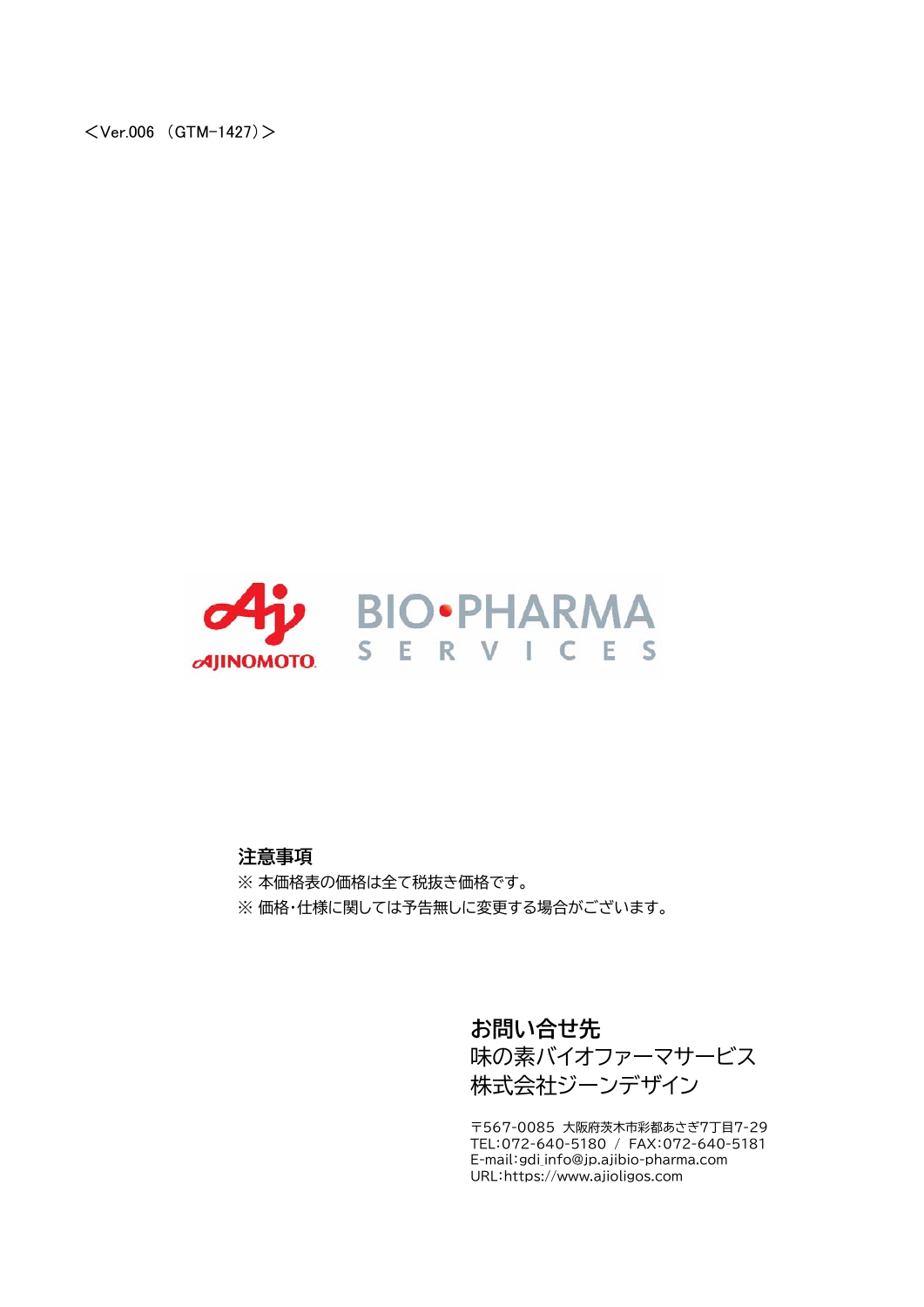＜Ver.006 （GTM-1427）＞

AJINOMOTO BIO•PHARMA SERVICES

**注意事項**

※ 本価格表の価格は全て税抜き価格です。

※ 価格･仕様に関しては予告無しに変更する場合がございます。

**お問い合せ先**

味の素バイオファーマサービス
株式会社ジーンデザイン

〒567-0085 大阪府茨木市彩都あさぎ7丁目7-29
TEL:072-640-5180 / FAX:072-640-5181
E-mail:gdi_info@jp.ajibio-pharma.com
URL:https://www.ajioligos.com